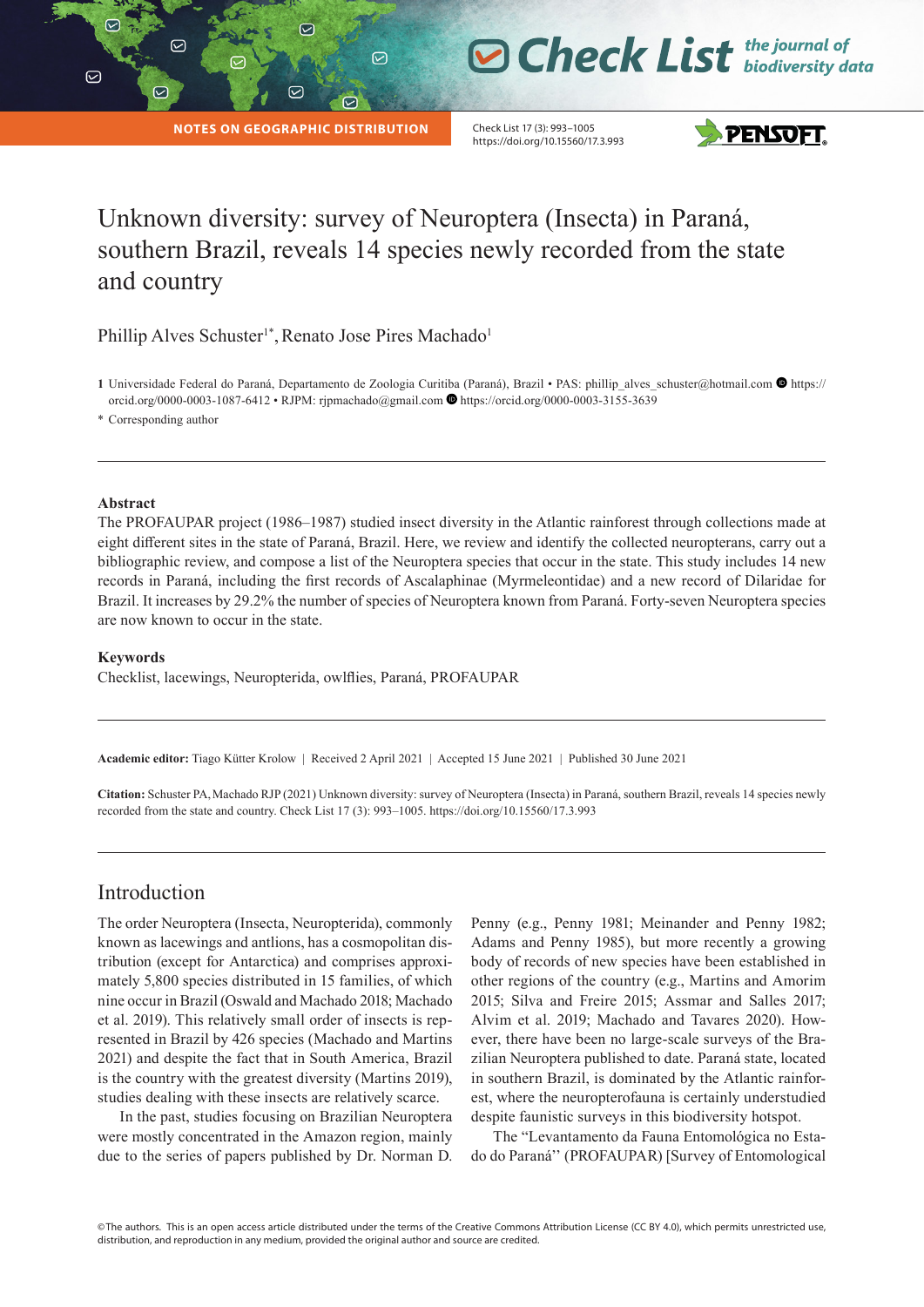NOTES ON GEOGRAPHIC DISTRIBUTION

# Unknown diversity: survey of Neuroptera (Insecta) in Paraná, southern Brazil, reveals 14 species newly recorded from the state and country

Phillip Alves Schuster[1*], Renato Jose Pires Machado[1]

1 Universidade Federal do Paraná, Departamento de Zoologia Curitiba (Paraná), Brazil • PAS: phillip_alves_schuster@hotmail.com https://orcid.org/0000-0003-1087-6412 • RJPM: rjpmachado@gmail.com https://orcid.org/0000-0003-3155-3639

\* Corresponding author

## Abstract

The PROFAUPAR project (1986–1987) studied insect diversity in the Atlantic rainforest through collections made at eight different sites in the state of Paraná, Brazil. Here, we review and identify the collected neuropterans, carry out a bibliographic review, and compose a list of the Neuroptera species that occur in the state. This study includes 14 new records in Paraná, including the first records of Ascalaphinae (Myrmeleontidae) and a new record of Dilaridae for Brazil. It increases by 29.2% the number of species of Neuroptera known from Paraná. Forty-seven Neuroptera species are now known to occur in the state.

## Keywords

Checklist, lacewings, Neuropterida, owlflies, Paraná, PROFAUPAR

**Academic editor:** Tiago Kütter Krolow | Received 2 April 2021 | Accepted 15 June 2021 | Published 30 June 2021

**Citation:** Schuster PA, Machado RJP (2021) Unknown diversity: survey of Neuroptera (Insecta) in Paraná, southern Brazil, reveals 14 species newly recorded from the state and country. Check List 17 (3): 993–1005. https://doi.org/10.15560/17.3.993

## Introduction

The order Neuroptera (Insecta, Neuropterida), commonly known as lacewings and antlions, has a cosmopolitan distribution (except for Antarctica) and comprises approximately 5,800 species distributed in 15 families, of which nine occur in Brazil (Oswald and Machado 2018; Machado et al. 2019). This relatively small order of insects is represented in Brazil by 426 species (Machado and Martins 2021) and despite the fact that in South America, Brazil is the country with the greatest diversity (Martins 2019), studies dealing with these insects are relatively scarce.

In the past, studies focusing on Brazilian Neuroptera were mostly concentrated in the Amazon region, mainly due to the series of papers published by Dr. Norman D. Penny (e.g., Penny 1981; Meinander and Penny 1982; Adams and Penny 1985), but more recently a growing body of records of new species have been established in other regions of the country (e.g., Martins and Amorim 2015; Silva and Freire 2015; Assmar and Salles 2017; Alvim et al. 2019; Machado and Tavares 2020). However, there have been no large-scale surveys of the Brazilian Neuroptera published to date. Paraná state, located in southern Brazil, is dominated by the Atlantic rainforest, where the neuropterofauna is certainly understudied despite faunistic surveys in this biodiversity hotspot.

The "Levantamento da Fauna Entomológica no Estado do Paraná" (PROFAUPAR) [Survey of Entomological

©The authors. This is an open access article distributed under the terms of the Creative Commons Attribution License (CC BY 4.0), which permits unrestricted use, distribution, and reproduction in any medium, provided the original author and source are credited.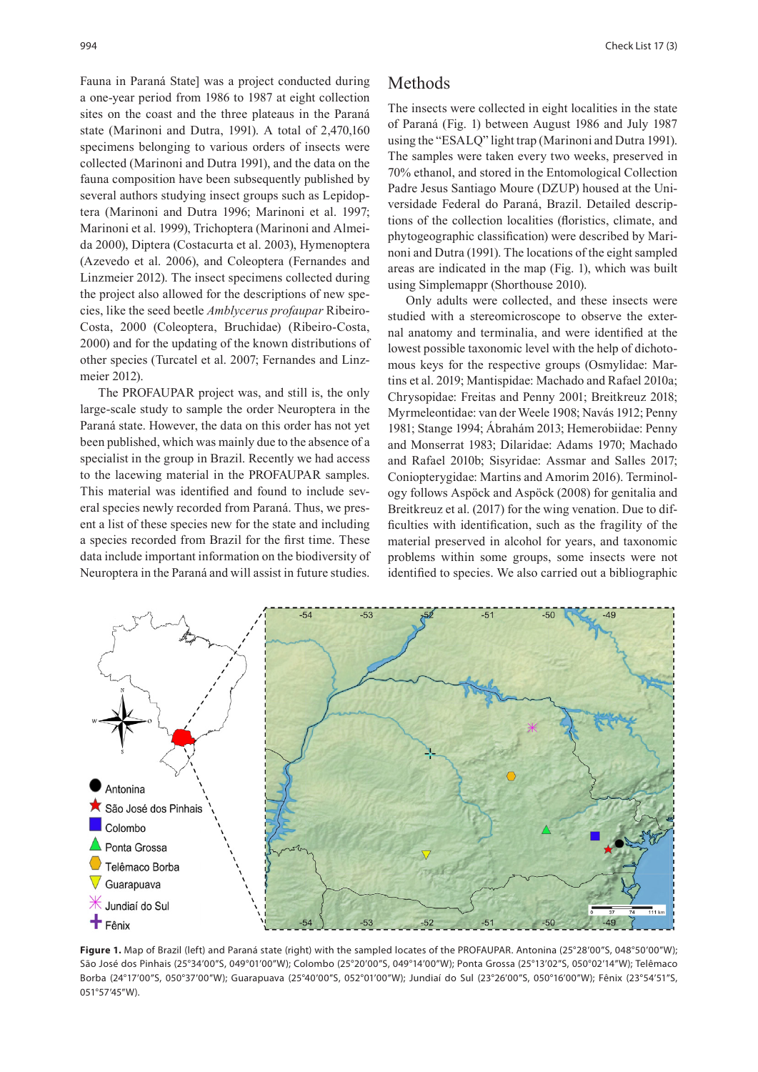Fauna in Paraná State] was a project conducted during a one-year period from 1986 to 1987 at eight collection sites on the coast and the three plateaus in the Paraná state (Marinoni and Dutra, 1991). A total of 2,470,160 specimens belonging to various orders of insects were collected (Marinoni and Dutra 1991), and the data on the fauna composition have been subsequently published by several authors studying insect groups such as Lepidoptera (Marinoni and Dutra 1996; Marinoni et al. 1997; Marinoni et al. 1999), Trichoptera (Marinoni and Almeida 2000), Diptera (Costacurta et al. 2003), Hymenoptera (Azevedo et al. 2006), and Coleoptera (Fernandes and Linzmeier 2012). The insect specimens collected during the project also allowed for the descriptions of new species, like the seed beetle *Amblycerus profaupar* Ribeiro-Costa, 2000 (Coleoptera, Bruchidae) (Ribeiro-Costa, 2000) and for the updating of the known distributions of other species (Turcatel et al. 2007; Fernandes and Linzmeier 2012).

The PROFAUPAR project was, and still is, the only large-scale study to sample the order Neuroptera in the Paraná state. However, the data on this order has not yet been published, which was mainly due to the absence of a specialist in the group in Brazil. Recently we had access to the lacewing material in the PROFAUPAR samples. This material was identified and found to include several species newly recorded from Paraná. Thus, we present a list of these species new for the state and including a species recorded from Brazil for the first time. These data include important information on the biodiversity of Neuroptera in the Paraná and will assist in future studies.

# Methods

The insects were collected in eight localities in the state of Paraná (Fig. 1) between August 1986 and July 1987 using the "ESALQ" light trap (Marinoni and Dutra 1991). The samples were taken every two weeks, preserved in 70% ethanol, and stored in the Entomological Collection Padre Jesus Santiago Moure (DZUP) housed at the Universidade Federal do Paraná, Brazil. Detailed descriptions of the collection localities (floristics, climate, and phytogeographic classification) were described by Marinoni and Dutra (1991). The locations of the eight sampled areas are indicated in the map (Fig. 1), which was built using Simplemappr (Shorthouse 2010).

Only adults were collected, and these insects were studied with a stereomicroscope to observe the external anatomy and terminalia, and were identified at the lowest possible taxonomic level with the help of dichotomous keys for the respective groups (Osmylidae: Martins et al. 2019; Mantispidae: Machado and Rafael 2010a; Chrysopidae: Freitas and Penny 2001; Breitkreuz 2018; Myrmeleontidae: van der Weele 1908; Navás 1912; Penny 1981; Stange 1994; Ábrahám 2013; Hemerobiidae: Penny and Monserrat 1983; Dilaridae: Adams 1970; Machado and Rafael 2010b; Sisyridae: Assmar and Salles 2017; Coniopterygidae: Martins and Amorim 2016). Terminology follows Aspöck and Aspöck (2008) for genitalia and Breitkreuz et al. (2017) for the wing venation. Due to difficulties with identification, such as the fragility of the material preserved in alcohol for years, and taxonomic problems within some groups, some insects were not identified to species. We also carried out a bibliographic

**Figure 1.** Map of Brazil (left) and Paraná state (right) with the sampled locates of the PROFAUPAR. Antonina (25°28′00″S, 048°50′00″W); São José dos Pinhais (25°34′00″S, 049°01′00″W); Colombo (25°20′00″S, 049°14′00″W); Ponta Grossa (25°13′02″S, 050°02′14″W); Telêmaco Borba (24°17′00″S, 050°37′00″W); Guarapuava (25°40′00″S, 052°01′00″W); Jundiaí do Sul (23°26′00″S, 050°16′00″W); Fênix (23°54′51″S, 051°57′45″W).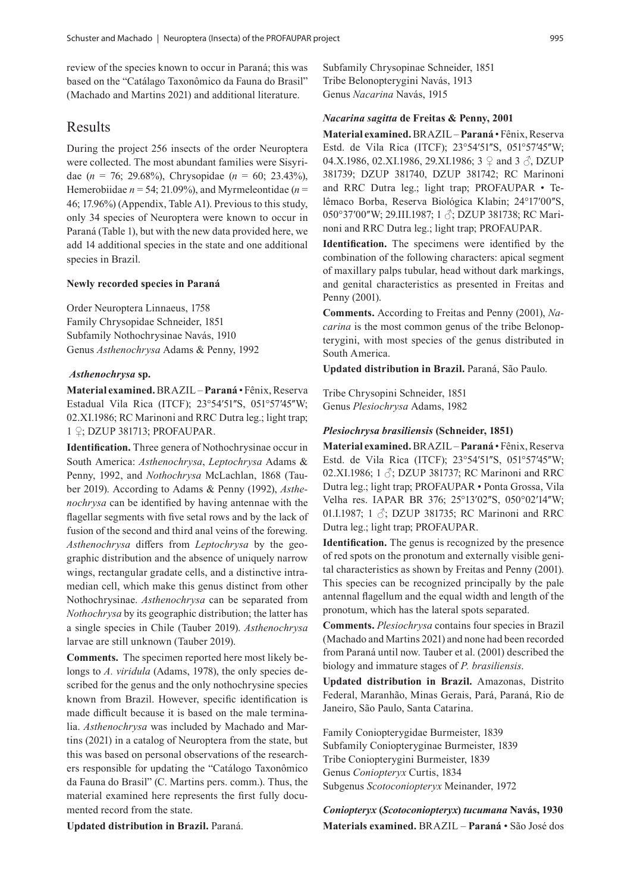review of the species known to occur in Paraná; this was based on the "Catálago Taxonômico da Fauna do Brasil" (Machado and Martins 2021) and additional literature.

# Results

During the project 256 insects of the order Neuroptera were collected. The most abundant families were Sisyridae (*n* = 76; 29.68%), Chrysopidae (*n* = 60; 23.43%), Hemerobiidae *n* = 54; 21.09%), and Myrmeleontidae (*n* = 46; 17.96%) (Appendix, Table A1). Previous to this study, only 34 species of Neuroptera were known to occur in Paraná (Table 1), but with the new data provided here, we add 14 additional species in the state and one additional species in Brazil.

### Newly recorded species in Paraná

Order Neuroptera Linnaeus, 1758
Family Chrysopidae Schneider, 1851
Subfamily Nothochrysinae Navás, 1910
Genus *Asthenochrysa* Adams & Penny, 1992

#### *Asthenochrysa* sp.

**Material examined.** BRAZIL – **Paraná** • Fênix, Reserva Estadual Vila Rica (ITCF); 23°54′51″S, 051°57′45″W; 02.XI.1986; RC Marinoni and RRC Dutra leg.; light trap; 1 ♀; DZUP 381713; PROFAUPAR.

**Identification.** Three genera of Nothochrysinae occur in South America: *Asthenochrysa*, *Leptochrysa* Adams & Penny, 1992, and *Nothochrysa* McLachlan, 1868 (Tauber 2019). According to Adams & Penny (1992), *Asthenochrysa* can be identified by having antennae with the flagellar segments with five setal rows and by the lack of fusion of the second and third anal veins of the forewing. *Asthenochrysa* differs from *Leptochrysa* by the geographic distribution and the absence of uniquely narrow wings, rectangular gradate cells, and a distinctive intramedian cell, which make this genus distinct from other Nothochrysinae. *Asthenochrysa* can be separated from *Nothochrysa* by its geographic distribution; the latter has a single species in Chile (Tauber 2019). *Asthenochrysa* larvae are still unknown (Tauber 2019).

**Comments.** The specimen reported here most likely belongs to *A. viridula* (Adams, 1978), the only species described for the genus and the only nothochrysine species known from Brazil. However, specific identification is made difficult because it is based on the male terminalia. *Asthenochrysa* was included by Machado and Martins (2021) in a catalog of Neuroptera from the state, but this was based on personal observations of the researchers responsible for updating the "Catálogo Taxonômico da Fauna do Brasil" (C. Martins pers. comm.). Thus, the material examined here represents the first fully documented record from the state.

**Updated distribution in Brazil.** Paraná.

Subfamily Chrysopinae Schneider, 1851
Tribe Belonopterygini Navás, 1913
Genus *Nacarina* Navás, 1915

#### *Nacarina sagitta* de Freitas & Penny, 2001

**Material examined.** BRAZIL – **Paraná** • Fênix, Reserva Estd. de Vila Rica (ITCF); 23°54′51″S, 051°57′45″W; 04.X.1986, 02.XI.1986, 29.XI.1986; 3 ♀ and 3 ♂, DZUP 381739; DZUP 381740, DZUP 381742; RC Marinoni and RRC Dutra leg.; light trap; PROFAUPAR • Telêmaco Borba, Reserva Biológica Klabin; 24°17′00″S, 050°37′00″W; 29.III.1987; 1 ♂; DZUP 381738; RC Marinoni and RRC Dutra leg.; light trap; PROFAUPAR.

**Identification.** The specimens were identified by the combination of the following characters: apical segment of maxillary palps tubular, head without dark markings, and genital characteristics as presented in Freitas and Penny (2001).

**Comments.** According to Freitas and Penny (2001), *Nacarina* is the most common genus of the tribe Belonopterygini, with most species of the genus distributed in South America.

**Updated distribution in Brazil.** Paraná, São Paulo.

Tribe Chrysopini Schneider, 1851
Genus *Plesiochrysa* Adams, 1982

#### *Plesiochrysa brasiliensis* (Schneider, 1851)

**Material examined.** BRAZIL – **Paraná** • Fênix, Reserva Estd. de Vila Rica (ITCF); 23°54′51″S, 051°57′45″W; 02.XI.1986; 1 ♂; DZUP 381737; RC Marinoni and RRC Dutra leg.; light trap; PROFAUPAR • Ponta Grossa, Vila Velha res. IAPAR BR 376; 25°13′02″S, 050°02′14″W; 01.I.1987; 1 ♂; DZUP 381735; RC Marinoni and RRC Dutra leg.; light trap; PROFAUPAR.

**Identification.** The genus is recognized by the presence of red spots on the pronotum and externally visible genital characteristics as shown by Freitas and Penny (2001). This species can be recognized principally by the pale antennal flagellum and the equal width and length of the pronotum, which has the lateral spots separated.

**Comments.** *Plesiochrysa* contains four species in Brazil (Machado and Martins 2021) and none had been recorded from Paraná until now. Tauber et al. (2001) described the biology and immature stages of *P. brasiliensis*.

**Updated distribution in Brazil.** Amazonas, Distrito Federal, Maranhão, Minas Gerais, Pará, Paraná, Rio de Janeiro, São Paulo, Santa Catarina.

Family Coniopterygidae Burmeister, 1839
Subfamily Coniopteryginae Burmeister, 1839
Tribe Coniopterygini Burmeister, 1839
Genus *Coniopteryx* Curtis, 1834
Subgenus *Scotoconiopteryx* Meinander, 1972

#### *Coniopteryx* (*Scotoconiopteryx*) *tucumana* Navás, 1930

**Materials examined.** BRAZIL – **Paraná** • São José dos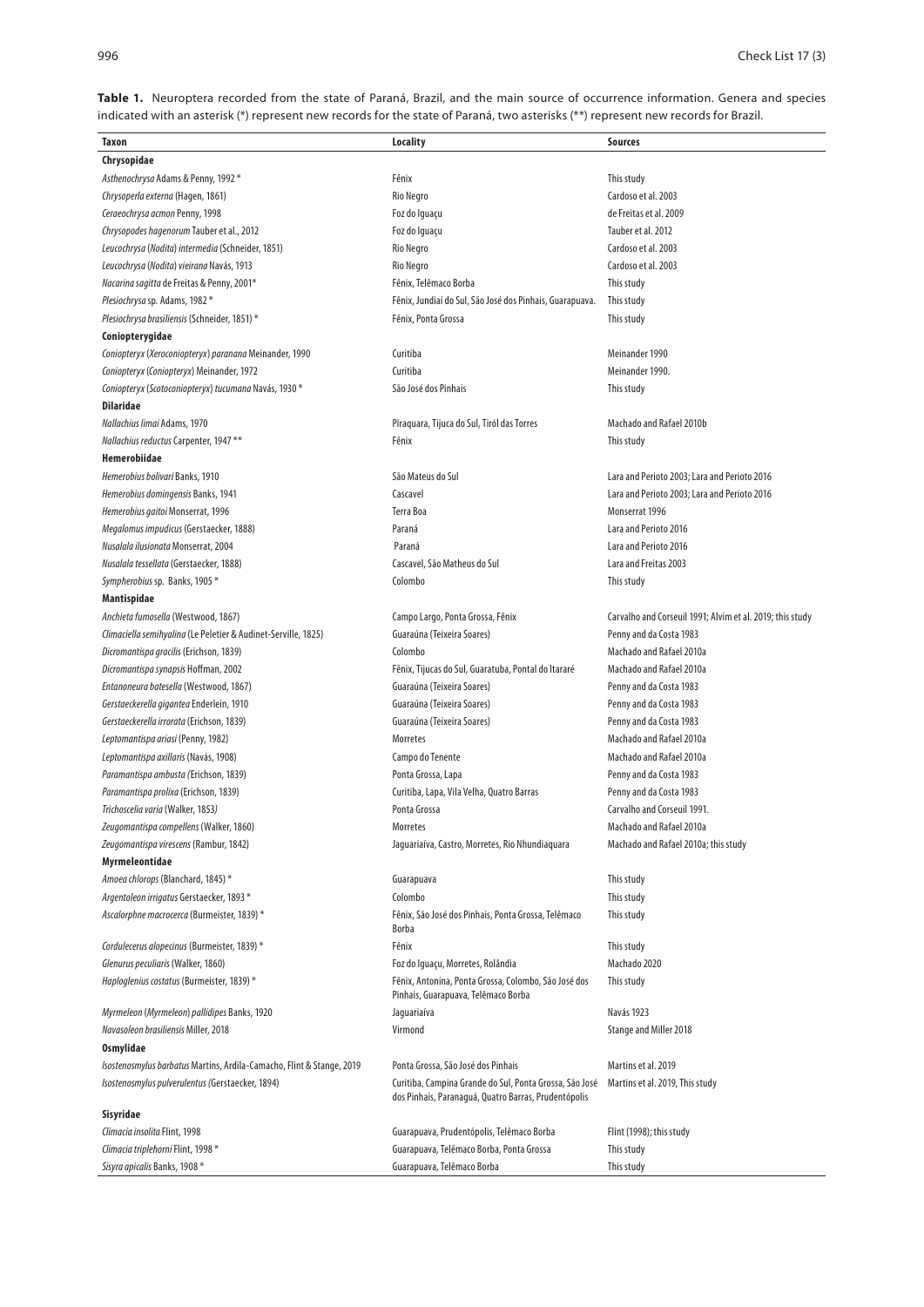**Table 1.** Neuroptera recorded from the state of Paraná, Brazil, and the main source of occurrence information. Genera and species indicated with an asterisk (*) represent new records for the state of Paraná, two asterisks (**) represent new records for Brazil.

| Taxon | Locality | Sources |
|---|---|---|
| **Chrysopidae** | | |
| *Asthenochrysa* Adams & Penny, 1992 * | Fênix | This study |
| *Chrysoperla externa* (Hagen, 1861) | Rio Negro | Cardoso et al. 2003 |
| *Ceraeochrysa acmon* Penny, 1998 | Foz do Iguaçu | de Freitas et al. 2009 |
| *Chrysopodes hagenorum* Tauber et al., 2012 | Foz do Iguaçu | Tauber et al. 2012 |
| *Leucochrysa* (*Nodita*) *intermedia* (Schneider, 1851) | Rio Negro | Cardoso et al. 2003 |
| *Leucochrysa* (*Nodita*) *vieirana* Navás, 1913 | Rio Negro | Cardoso et al. 2003 |
| *Nacarina sagitta* de Freitas & Penny, 2001* | Fênix, Telêmaco Borba | This study |
| *Plesiochrysa* sp. Adams, 1982 * | Fênix, Jundiaí do Sul, São José dos Pinhais, Guarapuava. | This study |
| *Plesiochrysa brasiliensis* (Schneider, 1851) * | Fênix, Ponta Grossa | This study |
| **Coniopterygidae** | | |
| *Coniopteryx* (*Xeroconiopteryx*) *paranana* Meinander, 1990 | Curitiba | Meinander 1990 |
| *Coniopteryx* (*Coniopteryx*) Meinander, 1972 | Curitiba | Meinander 1990. |
| *Coniopteryx* (*Scotoconiopteryx*) *tucumana* Navás, 1930 * | São José dos Pinhais | This study |
| **Dilaridae** | | |
| *Nallachius limai* Adams, 1970 | Piraquara, Tijuca do Sul, Tiról das Torres | Machado and Rafael 2010b |
| *Nallachius reductus* Carpenter, 1947 ** | Fênix | This study |
| **Hemerobiidae** | | |
| *Hemerobius bolivari* Banks, 1910 | São Mateus do Sul | Lara and Perioto 2003; Lara and Perioto 2016 |
| *Hemerobius domingensis* Banks, 1941 | Cascavel | Lara and Perioto 2003; Lara and Perioto 2016 |
| *Hemerobius gaitoi* Monserrat, 1996 | Terra Boa | Monserrat 1996 |
| *Megalomus impudicus* (Gerstaecker, 1888) | Paraná | Lara and Perioto 2016 |
| *Nusalala ilusionata* Monserrat, 2004 | Paraná | Lara and Perioto 2016 |
| *Nusalala tessellata* (Gerstaecker, 1888) | Cascavel, São Matheus do Sul | Lara and Freitas 2003 |
| *Sympherobius* sp. Banks, 1905 * | Colombo | This study |
| **Mantispidae** | | |
| *Anchieta fumosella* (Westwood, 1867) | Campo Largo, Ponta Grossa, Fênix | Carvalho and Corseuil 1991; Alvim et al. 2019; this study |
| *Climaciella semihyalina* (Le Peletier & Audinet-Serville, 1825) | Guaraúna (Teixeira Soares) | Penny and da Costa 1983 |
| *Dicromantispa gracilis* (Erichson, 1839) | Colombo | Machado and Rafael 2010a |
| *Dicromantispa synapsis* Hoffman, 2002 | Fênix, Tijucas do Sul, Guaratuba, Pontal do Itararé | Machado and Rafael 2010a |
| *Entanoneura batesella* (Westwood, 1867) | Guaraúna (Teixeira Soares) | Penny and da Costa 1983 |
| *Gerstaeckerella gigantea* Enderlein, 1910 | Guaraúna (Teixeira Soares) | Penny and da Costa 1983 |
| *Gerstaeckerella irrorata* (Erichson, 1839) | Guaraúna (Teixeira Soares) | Penny and da Costa 1983 |
| *Leptomantispa ariasi* (Penny, 1982) | Morretes | Machado and Rafael 2010a |
| *Leptomantispa axillaris* (Navás, 1908) | Campo do Tenente | Machado and Rafael 2010a |
| *Paramantispa ambusta* (Erichson, 1839) | Ponta Grossa, Lapa | Penny and da Costa 1983 |
| *Paramantispa prolixa* (Erichson, 1839) | Curitiba, Lapa, Vila Velha, Quatro Barras | Penny and da Costa 1983 |
| *Trichoscelia varia* (Walker, 1853) | Ponta Grossa | Carvalho and Corseuil 1991. |
| *Zeugomantispa compellens* (Walker, 1860) | Morretes | Machado and Rafael 2010a |
| *Zeugomantispa virescens* (Rambur, 1842) | Jaguariaíva, Castro, Morretes, Rio Nhundiaquara | Machado and Rafael 2010a; this study |
| **Myrmeleontidae** | | |
| *Amoea chlorops* (Blanchard, 1845) * | Guarapuava | This study |
| *Argentoleon irrigatus* Gerstaecker, 1893 * | Colombo | This study |
| *Ascalorphne macrocerca* (Burmeister, 1839) * | Fênix, São José dos Pinhais, Ponta Grossa, Telêmaco Borba | This study |
| *Cordulecerus alopecinus* (Burmeister, 1839) * | Fênix | This study |
| *Glenurus peculiaris* (Walker, 1860) | Foz do Iguaçu, Morretes, Rolândia | Machado 2020 |
| *Haploglenius costatus* (Burmeister, 1839) * | Fênix, Antonina, Ponta Grossa, Colombo, São José dos Pinhais, Guarapuava, Telêmaco Borba | This study |
| *Myrmeleon* (*Myrmeleon*) *pallidipes* Banks, 1920 | Jaguariaíva | Navás 1923 |
| *Navasoleon brasiliensis* Miller, 2018 | Virmond | Stange and Miller 2018 |
| **Osmylidae** | | |
| *Isostenosmylus barbatus* Martins, Ardila-Camacho, Flint & Stange, 2019 | Ponta Grossa, São José dos Pinhais | Martins et al. 2019 |
| *Isostenosmylus pulverulentus* (Gerstaecker, 1894) | Curitiba, Campina Grande do Sul, Ponta Grossa, São José dos Pinhais, Paranaguá, Quatro Barras, Prudentópolis | Martins et al. 2019, This study |
| **Sisyridae** | | |
| *Climacia insolita* Flint, 1998 | Guarapuava, Prudentópolis, Telêmaco Borba | Flint (1998); this study |
| *Climacia triplehorni* Flint, 1998 * | Guarapuava, Telêmaco Borba, Ponta Grossa | This study |
| *Sisyra apicalis* Banks, 1908 * | Guarapuava, Telêmaco Borba | This study |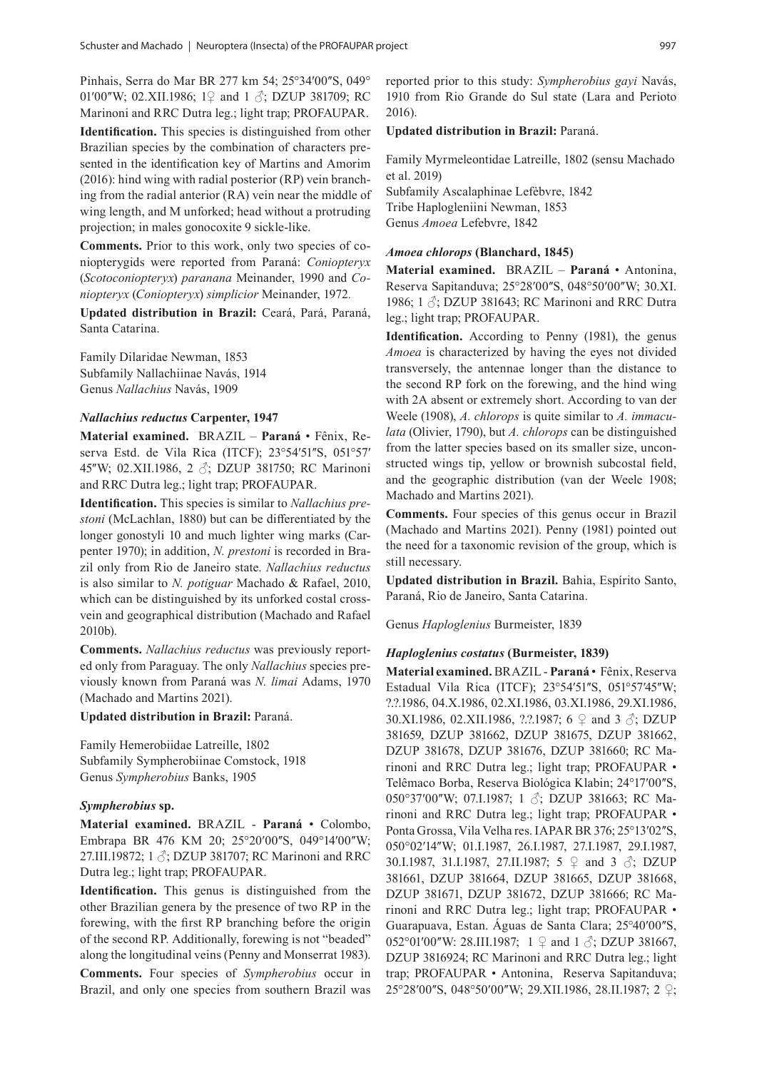Pinhais, Serra do Mar BR 277 km 54; 25°34′00″S, 049° 01′00″W; 02.XII.1986; 1♀ and 1 ♂; DZUP 381709; RC Marinoni and RRC Dutra leg.; light trap; PROFAUPAR.

**Identification.** This species is distinguished from other Brazilian species by the combination of characters presented in the identification key of Martins and Amorim (2016): hind wing with radial posterior (RP) vein branching from the radial anterior (RA) vein near the middle of wing length, and M unforked; head without a protruding projection; in males gonocoxite 9 sickle-like.

**Comments.** Prior to this work, only two species of coniopterygids were reported from Paraná: *Coniopteryx* (*Scotoconiopteryx*) *paranana* Meinander, 1990 and *Coniopteryx* (*Coniopteryx*) *simplicior* Meinander, 1972.

**Updated distribution in Brazil:** Ceará, Pará, Paraná, Santa Catarina.

Family Dilaridae Newman, 1853
Subfamily Nallachiinae Navás, 1914
Genus *Nallachius* Navás, 1909

### *Nallachius reductus* Carpenter, 1947

**Material examined.** BRAZIL – **Paraná** • Fênix, Reserva Estd. de Vila Rica (ITCF); 23°54′51″S, 051°57′45″W; 02.XII.1986, 2 ♂; DZUP 381750; RC Marinoni and RRC Dutra leg.; light trap; PROFAUPAR.

**Identification.** This species is similar to *Nallachius prestoni* (McLachlan, 1880) but can be differentiated by the longer gonostyli 10 and much lighter wing marks (Carpenter 1970); in addition, *N. prestoni* is recorded in Brazil only from Rio de Janeiro state. *Nallachius reductus* is also similar to *N. potiguar* Machado & Rafael, 2010, which can be distinguished by its unforked costal crossvein and geographical distribution (Machado and Rafael 2010b).

**Comments.** *Nallachius reductus* was previously reported only from Paraguay. The only *Nallachius* species previously known from Paraná was *N. limai* Adams, 1970 (Machado and Martins 2021).

**Updated distribution in Brazil:** Paraná.

Family Hemerobiidae Latreille, 1802
Subfamily Sympherobiinae Comstock, 1918
Genus *Sympherobius* Banks, 1905

### *Sympherobius* sp.

**Material examined.** BRAZIL - **Paraná** • Colombo, Embrapa BR 476 KM 20; 25°20′00″S, 049°14′00″W; 27.III.19872; 1 ♂; DZUP 381707; RC Marinoni and RRC Dutra leg.; light trap; PROFAUPAR.

**Identification.** This genus is distinguished from the other Brazilian genera by the presence of two RP in the forewing, with the first RP branching before the origin of the second RP. Additionally, forewing is not "beaded" along the longitudinal veins (Penny and Monserrat 1983).

**Comments.** Four species of *Sympherobius* occur in Brazil, and only one species from southern Brazil was reported prior to this study: *Sympherobius gayi* Navás, 1910 from Rio Grande do Sul state (Lara and Perioto 2016).

**Updated distribution in Brazil:** Paraná.

Family Myrmeleontidae Latreille, 1802 (sensu Machado et al. 2019)
Subfamily Ascalaphinae Lefèbvre, 1842
Tribe Haplogleniini Newman, 1853
Genus *Amoea* Lefebvre, 1842

### *Amoea chlorops* (Blanchard, 1845)

**Material examined.** BRAZIL – **Paraná** • Antonina, Reserva Sapitanduva; 25°28′00″S, 048°50′00″W; 30.XI. 1986; 1 ♂; DZUP 381643; RC Marinoni and RRC Dutra leg.; light trap; PROFAUPAR.

**Identification.** According to Penny (1981), the genus *Amoea* is characterized by having the eyes not divided transversely, the antennae longer than the distance to the second RP fork on the forewing, and the hind wing with 2A absent or extremely short. According to van der Weele (1908), *A. chlorops* is quite similar to *A. immaculata* (Olivier, 1790), but *A. chlorops* can be distinguished from the latter species based on its smaller size, unconstructed wings tip, yellow or brownish subcostal field, and the geographic distribution (van der Weele 1908; Machado and Martins 2021).

**Comments.** Four species of this genus occur in Brazil (Machado and Martins 2021). Penny (1981) pointed out the need for a taxonomic revision of the group, which is still necessary.

**Updated distribution in Brazil.** Bahia, Espírito Santo, Paraná, Rio de Janeiro, Santa Catarina.

Genus *Haploglenius* Burmeister, 1839

### *Haploglenius costatus* (Burmeister, 1839)

**Material examined.** BRAZIL - **Paraná** • Fênix, Reserva Estadual Vila Rica (ITCF); 23°54′51″S, 051°57′45″W; ?.?.1986, 04.X.1986, 02.XI.1986, 03.XI.1986, 29.XI.1986, 30.XI.1986, 02.XII.1986, ?.?.1987; 6 ♀ and 3 ♂; DZUP 381659, DZUP 381662, DZUP 381675, DZUP 381662, DZUP 381678, DZUP 381676, DZUP 381660; RC Marinoni and RRC Dutra leg.; light trap; PROFAUPAR • Telêmaco Borba, Reserva Biológica Klabin; 24°17′00″S, 050°37′00″W; 07.I.1987; 1 ♂; DZUP 381663; RC Marinoni and RRC Dutra leg.; light trap; PROFAUPAR • Ponta Grossa, Vila Velha res. IAPAR BR 376; 25°13′02″S, 050°02′14″W; 01.I.1987, 26.I.1987, 27.I.1987, 29.I.1987, 30.I.1987, 31.I.1987, 27.II.1987; 5 ♀ and 3 ♂; DZUP 381661, DZUP 381664, DZUP 381665, DZUP 381668, DZUP 381671, DZUP 381672, DZUP 381666; RC Marinoni and RRC Dutra leg.; light trap; PROFAUPAR • Guarapuava, Estan. Águas de Santa Clara; 25°40′00″S, 052°01′00″W: 28.III.1987; 1 ♀ and 1 ♂; DZUP 381667, DZUP 3816924; RC Marinoni and RRC Dutra leg.; light trap; PROFAUPAR • Antonina, Reserva Sapitanduva; 25°28′00″S, 048°50′00″W; 29.XII.1986, 28.II.1987; 2 ♀;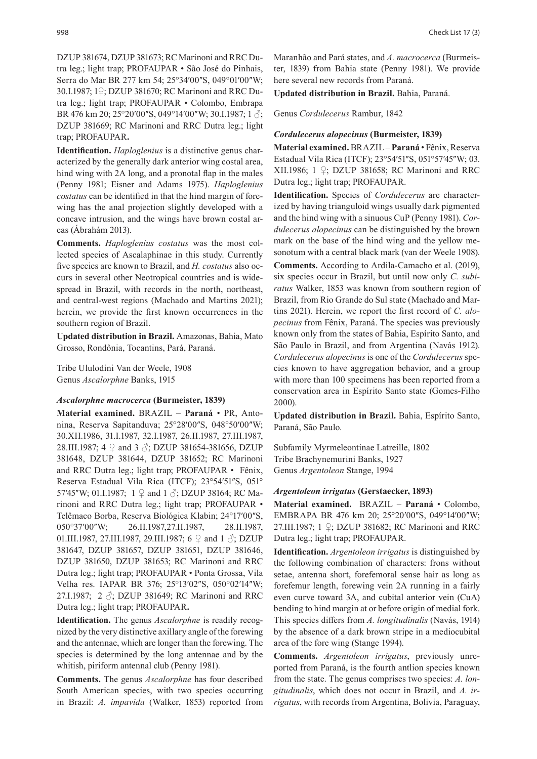DZUP 381674, DZUP 381673; RC Marinoni and RRC Dutra leg.; light trap; PROFAUPAR • São José do Pinhais, Serra do Mar BR 277 km 54; 25°34′00″S, 049°01′00″W; 30.I.1987; 1♀; DZUP 381670; RC Marinoni and RRC Dutra leg.; light trap; PROFAUPAR • Colombo, Embrapa BR 476 km 20; 25°20′00″S, 049°14′00″W; 30.I.1987; 1 ♂; DZUP 381669; RC Marinoni and RRC Dutra leg.; light trap; PROFAUPAR**.**

**Identification.** *Haploglenius* is a distinctive genus characterized by the generally dark anterior wing costal area, hind wing with 2A long, and a pronotal flap in the males (Penny 1981; Eisner and Adams 1975). *Haploglenius costatus* can be identified in that the hind margin of forewing has the anal projection slightly developed with a concave intrusion, and the wings have brown costal areas (Ábrahám 2013).

**Comments.** *Haploglenius costatus* was the most collected species of Ascalaphinae in this study. Currently five species are known to Brazil, and *H. costatus* also occurs in several other Neotropical countries and is widespread in Brazil, with records in the north, northeast, and central-west regions (Machado and Martins 2021); herein, we provide the first known occurrences in the southern region of Brazil.

**Updated distribution in Brazil.** Amazonas, Bahia, Mato Grosso, Rondônia, Tocantins, Pará, Paraná.

Tribe Ululodini Van der Weele, 1908
Genus *Ascalorphne* Banks, 1915

### *Ascalorphne macrocerca* (Burmeister, 1839)

**Material examined.** BRAZIL – **Paraná** • PR, Antonina, Reserva Sapitanduva; 25°28′00″S, 048°50′00″W; 30.XII.1986, 31.I.1987, 32.I.1987, 26.II.1987, 27.III.1987, 28.III.1987; 4 ♀ and 3 ♂; DZUP 381654-381656, DZUP 381648, DZUP 381644, DZUP 381652; RC Marinoni and RRC Dutra leg.; light trap; PROFAUPAR • Fênix, Reserva Estadual Vila Rica (ITCF); 23°54′51″S, 051°57′45″W; 01.I.1987; 1 ♀ and 1 ♂; DZUP 38164; RC Marinoni and RRC Dutra leg.; light trap; PROFAUPAR • Telêmaco Borba, Reserva Biológica Klabin; 24°17′00″S, 050°37′00″W; 26.II.1987,27.II.1987, 28.II.1987, 01.III.1987, 27.III.1987, 29.III.1987; 6 ♀ and 1 ♂; DZUP 381647, DZUP 381657, DZUP 381651, DZUP 381646, DZUP 381650, DZUP 381653; RC Marinoni and RRC Dutra leg.; light trap; PROFAUPAR • Ponta Grossa, Vila Velha res. IAPAR BR 376; 25°13′02″S, 050°02′14″W; 27.I.1987; 2 ♂; DZUP 381649; RC Marinoni and RRC Dutra leg.; light trap; PROFAUPAR**.**

**Identification.** The genus *Ascalorphne* is readily recognized by the very distinctive axillary angle of the forewing and the antennae, which are longer than the forewing. The species is determined by the long antennae and by the whitish, piriform antennal club (Penny 1981).

**Comments.** The genus *Ascalorphne* has four described South American species, with two species occurring in Brazil: *A. impavida* (Walker, 1853) reported from Maranhão and Pará states, and *A. macrocerca* (Burmeister, 1839) from Bahia state (Penny 1981). We provide here several new records from Paraná.

**Updated distribution in Brazil.** Bahia, Paraná.

Genus *Cordulecerus* Rambur, 1842

### *Cordulecerus alopecinus* (Burmeister, 1839)

**Material examined.** BRAZIL – **Paraná** • Fênix, Reserva Estadual Vila Rica (ITCF); 23°54′51″S, 051°57′45″W; 03.XII.1986; 1 ♀; DZUP 381658; RC Marinoni and RRC Dutra leg.; light trap; PROFAUPAR.

**Identification.** Species of *Cordulecerus* are characterized by having trianguloid wings usually dark pigmented and the hind wing with a sinuous CuP (Penny 1981). *Cordulecerus alopecinus* can be distinguished by the brown mark on the base of the hind wing and the yellow mesonotum with a central black mark (van der Weele 1908).

**Comments.** According to Ardila-Camacho et al. (2019), six species occur in Brazil, but until now only *C. subiratus* Walker, 1853 was known from southern region of Brazil, from Rio Grande do Sul state (Machado and Martins 2021). Herein, we report the first record of *C. alopecinus* from Fênix, Paraná. The species was previously known only from the states of Bahia, Espírito Santo, and São Paulo in Brazil, and from Argentina (Navás 1912). *Cordulecerus alopecinus* is one of the *Cordulecerus* species known to have aggregation behavior, and a group with more than 100 specimens has been reported from a conservation area in Espírito Santo state (Gomes-Filho 2000).

**Updated distribution in Brazil.** Bahia, Espírito Santo, Paraná, São Paulo.

Subfamily Myrmeleontinae Latreille, 1802
Tribe Brachynemurini Banks, 1927
Genus *Argentoleon* Stange, 1994

### *Argentoleon irrigatus* (Gerstaecker, 1893)

**Material examined.** BRAZIL – **Paraná** • Colombo, EMBRAPA BR 476 km 20; 25°20′00″S, 049°14′00″W; 27.III.1987; 1 ♀; DZUP 381682; RC Marinoni and RRC Dutra leg.; light trap; PROFAUPAR.

**Identification.** *Argentoleon irrigatus* is distinguished by the following combination of characters: frons without setae, antenna short, forefemoral sense hair as long as forefemur length, forewing vein 2A running in a fairly even curve toward 3A, and cubital anterior vein (CuA) bending to hind margin at or before origin of medial fork. This species differs from *A. longitudinalis* (Navás, 1914) by the absence of a dark brown stripe in a mediocubital area of the fore wing (Stange 1994).

**Comments.** *Argentoleon irrigatus*, previously unreported from Paraná, is the fourth antlion species known from the state. The genus comprises two species: *A. longitudinalis*, which does not occur in Brazil, and *A. irrigatus*, with records from Argentina, Bolivia, Paraguay,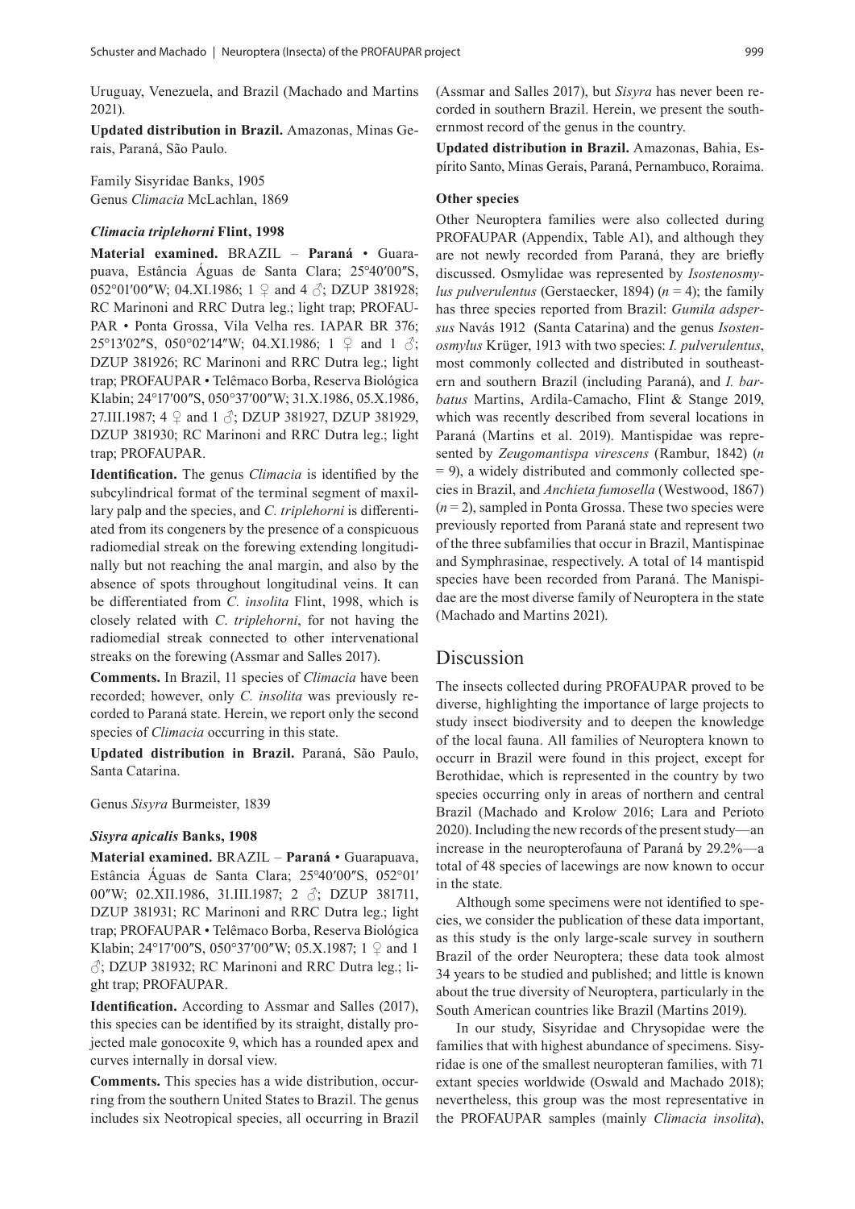Uruguay, Venezuela, and Brazil (Machado and Martins 2021).

**Updated distribution in Brazil.** Amazonas, Minas Gerais, Paraná, São Paulo.

Family Sisyridae Banks, 1905
Genus *Climacia* McLachlan, 1869

#### *Climacia triplehorni* Flint, 1998

**Material examined.** BRAZIL – **Paraná** • Guarapuava, Estância Águas de Santa Clara; 25°40′00″S, 052°01′00″W; 04.XI.1986; 1 ♀ and 4 ♂; DZUP 381928; RC Marinoni and RRC Dutra leg.; light trap; PROFAUPAR • Ponta Grossa, Vila Velha res. IAPAR BR 376; 25°13′02″S, 050°02′14″W; 04.XI.1986; 1 ♀ and 1 ♂; DZUP 381926; RC Marinoni and RRC Dutra leg.; light trap; PROFAUPAR • Telêmaco Borba, Reserva Biológica Klabin; 24°17′00″S, 050°37′00″W; 31.X.1986, 05.X.1986, 27.III.1987; 4 ♀ and 1 ♂; DZUP 381927, DZUP 381929, DZUP 381930; RC Marinoni and RRC Dutra leg.; light trap; PROFAUPAR.

**Identification.** The genus *Climacia* is identified by the subcylindrical format of the terminal segment of maxillary palp and the species, and *C. triplehorni* is differentiated from its congeners by the presence of a conspicuous radiomedial streak on the forewing extending longitudinally but not reaching the anal margin, and also by the absence of spots throughout longitudinal veins. It can be differentiated from *C. insolita* Flint, 1998, which is closely related with *C. triplehorni*, for not having the radiomedial streak connected to other intervenational streaks on the forewing (Assmar and Salles 2017).

**Comments.** In Brazil, 11 species of *Climacia* have been recorded; however, only *C. insolita* was previously recorded to Paraná state. Herein, we report only the second species of *Climacia* occurring in this state.

**Updated distribution in Brazil.** Paraná, São Paulo, Santa Catarina.

Genus *Sisyra* Burmeister, 1839

#### *Sisyra apicalis* Banks, 1908

**Material examined.** BRAZIL – **Paraná** • Guarapuava, Estância Águas de Santa Clara; 25°40′00″S, 052°01′00″W; 02.XII.1986, 31.III.1987; 2 ♂; DZUP 381711, DZUP 381931; RC Marinoni and RRC Dutra leg.; light trap; PROFAUPAR • Telêmaco Borba, Reserva Biológica Klabin; 24°17′00″S, 050°37′00″W; 05.X.1987; 1 ♀ and 1 ♂; DZUP 381932; RC Marinoni and RRC Dutra leg.; light trap; PROFAUPAR.

**Identification.** According to Assmar and Salles (2017), this species can be identified by its straight, distally projected male gonocoxite 9, which has a rounded apex and curves internally in dorsal view.

**Comments.** This species has a wide distribution, occurring from the southern United States to Brazil. The genus includes six Neotropical species, all occurring in Brazil (Assmar and Salles 2017), but *Sisyra* has never been recorded in southern Brazil. Herein, we present the southernmost record of the genus in the country.

**Updated distribution in Brazil.** Amazonas, Bahia, Espírito Santo, Minas Gerais, Paraná, Pernambuco, Roraima.

#### Other species

Other Neuroptera families were also collected during PROFAUPAR (Appendix, Table A1), and although they are not newly recorded from Paraná, they are briefly discussed. Osmylidae was represented by *Isostenosmylus pulverulentus* (Gerstaecker, 1894) ($n$ = 4); the family has three species reported from Brazil: *Gumila adspersus* Navás 1912 (Santa Catarina) and the genus *Isostenosmylus* Krüger, 1913 with two species: *I. pulverulentus*, most commonly collected and distributed in southeastern and southern Brazil (including Paraná), and *I. barbatus* Martins, Ardila-Camacho, Flint & Stange 2019, which was recently described from several locations in Paraná (Martins et al. 2019). Mantispidae was represented by *Zeugomantispa virescens* (Rambur, 1842) ($n$ = 9), a widely distributed and commonly collected species in Brazil, and *Anchieta fumosella* (Westwood, 1867) ($n$ = 2), sampled in Ponta Grossa. These two species were previously reported from Paraná state and represent two of the three subfamilies that occur in Brazil, Mantispinae and Symphrasinae, respectively. A total of 14 mantispid species have been recorded from Paraná. The Manispidae are the most diverse family of Neuroptera in the state (Machado and Martins 2021).

## Discussion

The insects collected during PROFAUPAR proved to be diverse, highlighting the importance of large projects to study insect biodiversity and to deepen the knowledge of the local fauna. All families of Neuroptera known to occurr in Brazil were found in this project, except for Berothidae, which is represented in the country by two species occurring only in areas of northern and central Brazil (Machado and Krolow 2016; Lara and Perioto 2020). Including the new records of the present study—an increase in the neuropterofauna of Paraná by 29.2%—a total of 48 species of lacewings are now known to occur in the state.

Although some specimens were not identified to species, we consider the publication of these data important, as this study is the only large-scale survey in southern Brazil of the order Neuroptera; these data took almost 34 years to be studied and published; and little is known about the true diversity of Neuroptera, particularly in the South American countries like Brazil (Martins 2019).

In our study, Sisyridae and Chrysopidae were the families that with highest abundance of specimens. Sisyridae is one of the smallest neuropteran families, with 71 extant species worldwide (Oswald and Machado 2018); nevertheless, this group was the most representative in the PROFAUPAR samples (mainly *Climacia insolita*),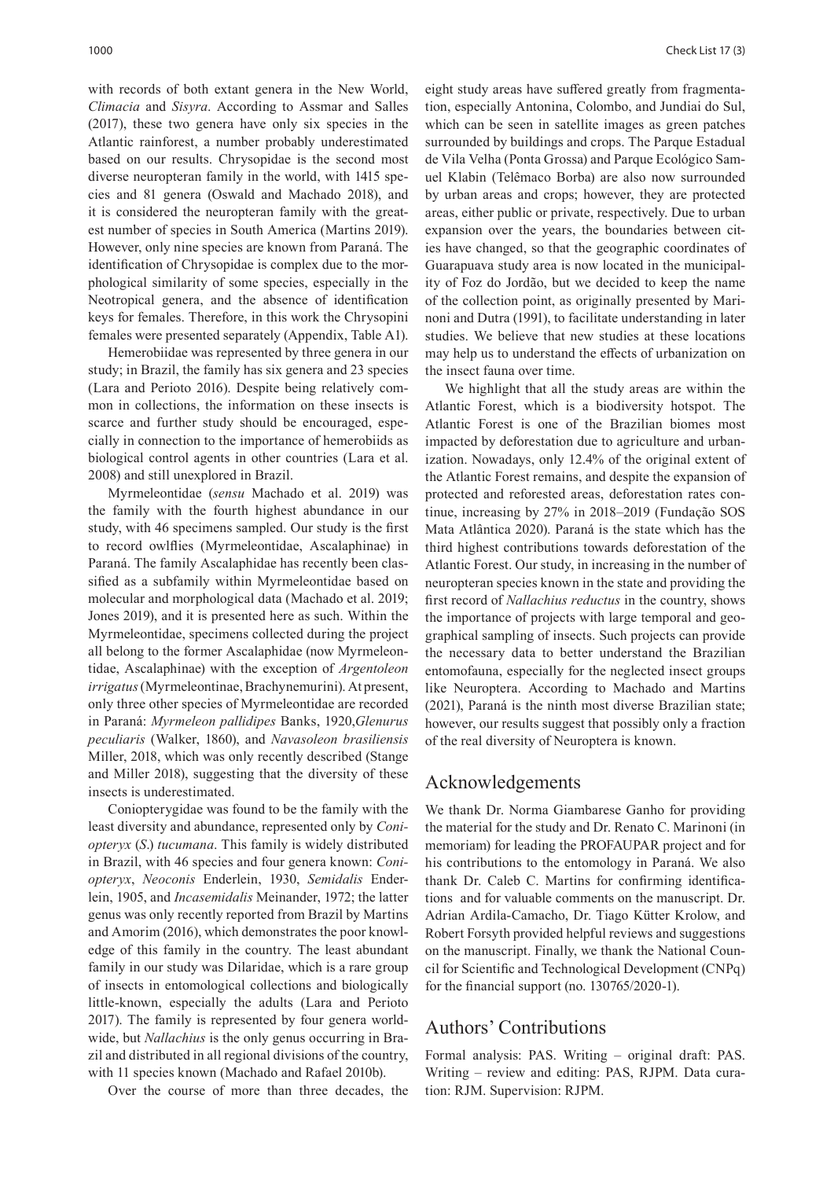with records of both extant genera in the New World, *Climacia* and *Sisyra*. According to Assmar and Salles (2017), these two genera have only six species in the Atlantic rainforest, a number probably underestimated based on our results. Chrysopidae is the second most diverse neuropteran family in the world, with 1415 species and 81 genera (Oswald and Machado 2018), and it is considered the neuropteran family with the greatest number of species in South America (Martins 2019). However, only nine species are known from Paraná. The identification of Chrysopidae is complex due to the morphological similarity of some species, especially in the Neotropical genera, and the absence of identification keys for females. Therefore, in this work the Chrysopini females were presented separately (Appendix, Table A1).

Hemerobiidae was represented by three genera in our study; in Brazil, the family has six genera and 23 species (Lara and Perioto 2016). Despite being relatively common in collections, the information on these insects is scarce and further study should be encouraged, especially in connection to the importance of hemerobiids as biological control agents in other countries (Lara et al. 2008) and still unexplored in Brazil.

Myrmeleontidae (*sensu* Machado et al. 2019) was the family with the fourth highest abundance in our study, with 46 specimens sampled. Our study is the first to record owlflies (Myrmeleontidae, Ascalaphinae) in Paraná. The family Ascalaphidae has recently been classified as a subfamily within Myrmeleontidae based on molecular and morphological data (Machado et al. 2019; Jones 2019), and it is presented here as such. Within the Myrmeleontidae, specimens collected during the project all belong to the former Ascalaphidae (now Myrmeleontidae, Ascalaphinae) with the exception of *Argentoleon irrigatus* (Myrmeleontinae, Brachynemurini). At present, only three other species of Myrmeleontidae are recorded in Paraná: *Myrmeleon pallidipes* Banks, 1920, *Glenurus peculiaris* (Walker, 1860), and *Navasoleon brasiliensis* Miller, 2018, which was only recently described (Stange and Miller 2018), suggesting that the diversity of these insects is underestimated.

Coniopterygidae was found to be the family with the least diversity and abundance, represented only by *Coniopteryx* (*S*.) *tucumana*. This family is widely distributed in Brazil, with 46 species and four genera known: *Coniopteryx*, *Neoconis* Enderlein, 1930, *Semidalis* Enderlein, 1905, and *Incasemidalis* Meinander, 1972; the latter genus was only recently reported from Brazil by Martins and Amorim (2016), which demonstrates the poor knowledge of this family in the country. The least abundant family in our study was Dilaridae, which is a rare group of insects in entomological collections and biologically little-known, especially the adults (Lara and Perioto 2017). The family is represented by four genera worldwide, but *Nallachius* is the only genus occurring in Brazil and distributed in all regional divisions of the country, with 11 species known (Machado and Rafael 2010b).

Over the course of more than three decades, the eight study areas have suffered greatly from fragmentation, especially Antonina, Colombo, and Jundiai do Sul, which can be seen in satellite images as green patches surrounded by buildings and crops. The Parque Estadual de Vila Velha (Ponta Grossa) and Parque Ecológico Samuel Klabin (Telêmaco Borba) are also now surrounded by urban areas and crops; however, they are protected areas, either public or private, respectively. Due to urban expansion over the years, the boundaries between cities have changed, so that the geographic coordinates of Guarapuava study area is now located in the municipality of Foz do Jordão, but we decided to keep the name of the collection point, as originally presented by Marinoni and Dutra (1991), to facilitate understanding in later studies. We believe that new studies at these locations may help us to understand the effects of urbanization on the insect fauna over time.

We highlight that all the study areas are within the Atlantic Forest, which is a biodiversity hotspot. The Atlantic Forest is one of the Brazilian biomes most impacted by deforestation due to agriculture and urbanization. Nowadays, only 12.4% of the original extent of the Atlantic Forest remains, and despite the expansion of protected and reforested areas, deforestation rates continue, increasing by 27% in 2018–2019 (Fundação SOS Mata Atlântica 2020). Paraná is the state which has the third highest contributions towards deforestation of the Atlantic Forest. Our study, in increasing in the number of neuropteran species known in the state and providing the first record of *Nallachius reductus* in the country, shows the importance of projects with large temporal and geographical sampling of insects. Such projects can provide the necessary data to better understand the Brazilian entomofauna, especially for the neglected insect groups like Neuroptera. According to Machado and Martins (2021), Paraná is the ninth most diverse Brazilian state; however, our results suggest that possibly only a fraction of the real diversity of Neuroptera is known.

## Acknowledgements

We thank Dr. Norma Giambarese Ganho for providing the material for the study and Dr. Renato C. Marinoni (in memoriam) for leading the PROFAUPAR project and for his contributions to the entomology in Paraná. We also thank Dr. Caleb C. Martins for confirming identifications and for valuable comments on the manuscript. Dr. Adrian Ardila-Camacho, Dr. Tiago Kütter Krolow, and Robert Forsyth provided helpful reviews and suggestions on the manuscript. Finally, we thank the National Council for Scientific and Technological Development (CNPq) for the financial support (no. 130765/2020-1).

## Authors' Contributions

Formal analysis: PAS. Writing – original draft: PAS. Writing – review and editing: PAS, RJPM. Data curation: RJM. Supervision: RJPM.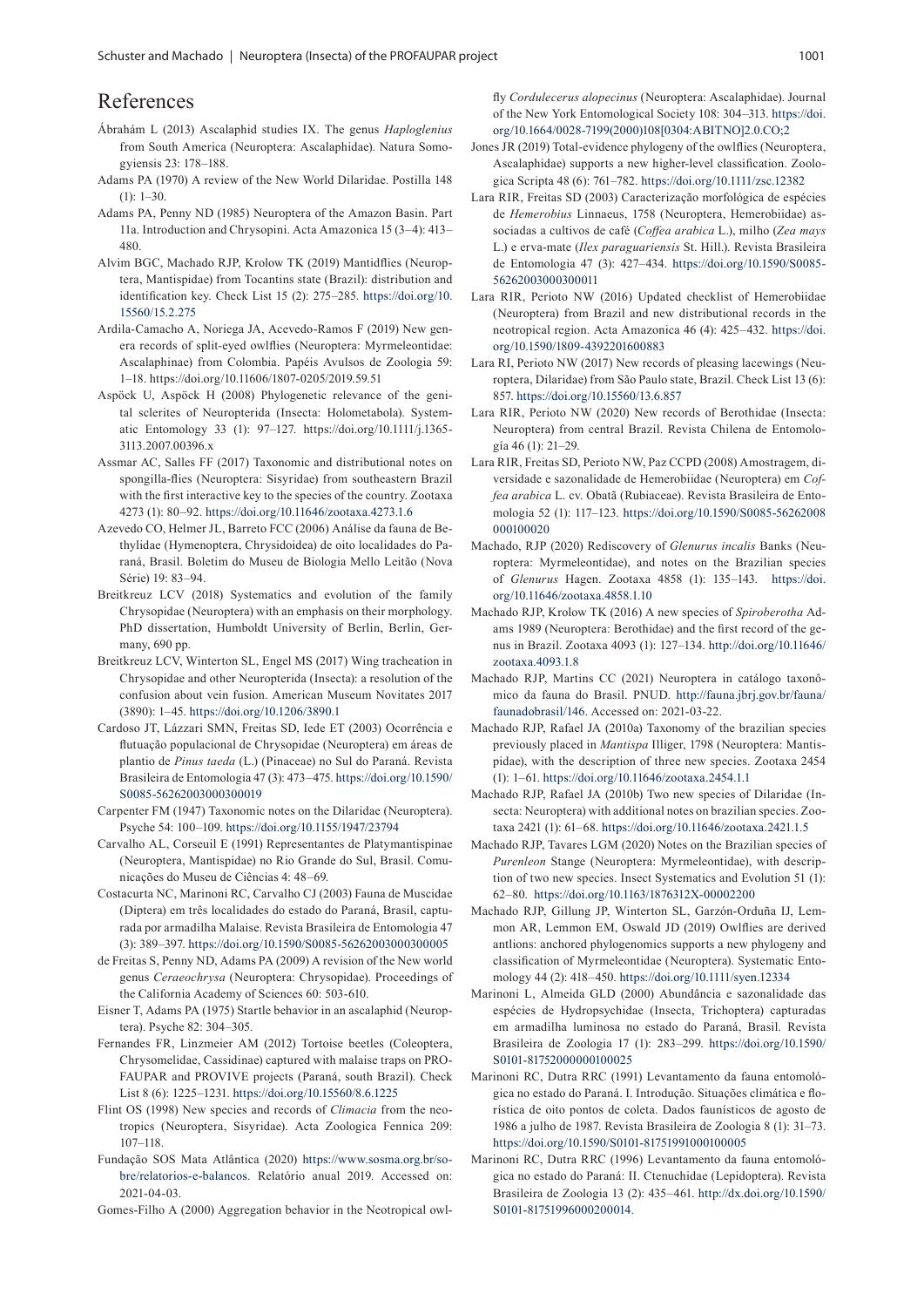# References

Ábrahám L (2013) Ascalaphid studies IX. The genus *Haploglenius* from South America (Neuroptera: Ascalaphidae). Natura Somogyiensis 23: 178–188.

Adams PA (1970) A review of the New World Dilaridae. Postilla 148 (1): 1–30.

Adams PA, Penny ND (1985) Neuroptera of the Amazon Basin. Part 11a. Introduction and Chrysopini. Acta Amazonica 15 (3–4): 413–480.

Alvim BGC, Machado RJP, Krolow TK (2019) Mantidflies (Neuroptera, Mantispidae) from Tocantins state (Brazil): distribution and identification key. Check List 15 (2): 275–285. https://doi.org/10.15560/15.2.275

Ardila-Camacho A, Noriega JA, Acevedo-Ramos F (2019) New genera records of split-eyed owlflies (Neuroptera: Myrmeleontidae: Ascalaphinae) from Colombia. Papéis Avulsos de Zoologia 59: 1–18. https://doi.org/10.11606/1807-0205/2019.59.51

Aspöck U, Aspöck H (2008) Phylogenetic relevance of the genital sclerites of Neuropterida (Insecta: Holometabola). Systematic Entomology 33 (1): 97–127. https://doi.org/10.1111/j.1365-3113.2007.00396.x

Assmar AC, Salles FF (2017) Taxonomic and distributional notes on spongilla-flies (Neuroptera: Sisyridae) from southeastern Brazil with the first interactive key to the species of the country. Zootaxa 4273 (1): 80–92. https://doi.org/10.11646/zootaxa.4273.1.6

Azevedo CO, Helmer JL, Barreto FCC (2006) Análise da fauna de Bethylidae (Hymenoptera, Chrysidoidea) de oito localidades do Paraná, Brasil. Boletim do Museu de Biologia Mello Leitão (Nova Série) 19: 83–94.

Breitkreuz LCV (2018) Systematics and evolution of the family Chrysopidae (Neuroptera) with an emphasis on their morphology. PhD dissertation, Humboldt University of Berlin, Berlin, Germany, 690 pp.

Breitkreuz LCV, Winterton SL, Engel MS (2017) Wing tracheation in Chrysopidae and other Neuropterida (Insecta): a resolution of the confusion about vein fusion. American Museum Novitates 2017 (3890): 1–45. https://doi.org/10.1206/3890.1

Cardoso JT, Lázzari SMN, Freitas SD, Iede ET (2003) Ocorrência e flutuação populacional de Chrysopidae (Neuroptera) em áreas de plantio de *Pinus taeda* (L.) (Pinaceae) no Sul do Paraná. Revista Brasileira de Entomologia 47 (3): 473–475. https://doi.org/10.1590/S0085-56262003000300019

Carpenter FM (1947) Taxonomic notes on the Dilaridae (Neuroptera). Psyche 54: 100–109. https://doi.org/10.1155/1947/23794

Carvalho AL, Corseuil E (1991) Representantes de Platymantispinae (Neuroptera, Mantispidae) no Rio Grande do Sul, Brasil. Comunicações do Museu de Ciências 4: 48–69.

Costacurta NC, Marinoni RC, Carvalho CJ (2003) Fauna de Muscidae (Diptera) em três localidades do estado do Paraná, Brasil, capturada por armadilha Malaise. Revista Brasileira de Entomologia 47 (3): 389–397. https://doi.org/10.1590/S0085-56262003000300005

de Freitas S, Penny ND, Adams PA (2009) A revision of the New world genus *Ceraeochrysa* (Neuroptera: Chrysopidae). Proceedings of the California Academy of Sciences 60: 503-610.

Eisner T, Adams PA (1975) Startle behavior in an ascalaphid (Neuroptera). Psyche 82: 304–305.

Fernandes FR, Linzmeier AM (2012) Tortoise beetles (Coleoptera, Chrysomelidae, Cassidinae) captured with malaise traps on PROFAUPAR and PROVIVE projects (Paraná, south Brazil). Check List 8 (6): 1225–1231. https://doi.org/10.15560/8.6.1225

Flint OS (1998) New species and records of *Climacia* from the neotropics (Neuroptera, Sisyridae). Acta Zoologica Fennica 209: 107–118.

Fundação SOS Mata Atlântica (2020) https://www.sosma.org.br/sobre/relatorios-e-balancos. Relatório anual 2019. Accessed on: 2021-04-03.

Gomes-Filho A (2000) Aggregation behavior in the Neotropical owlfly *Cordulecerus alopecinus* (Neuroptera: Ascalaphidae). Journal of the New York Entomological Society 108: 304–313. https://doi.org/10.1664/0028-7199(2000)108[0304:ABITNO]2.0.CO;2

Jones JR (2019) Total-evidence phylogeny of the owlflies (Neuroptera, Ascalaphidae) supports a new higher-level classification. Zoologica Scripta 48 (6): 761–782. https://doi.org/10.1111/zsc.12382

Lara RIR, Freitas SD (2003) Caracterização morfológica de espécies de *Hemerobius* Linnaeus, 1758 (Neuroptera, Hemerobiidae) associadas a cultivos de café (*Coffea arabica* L.), milho (*Zea mays* L.) e erva-mate (*Ilex paraguariensis* St. Hill.). Revista Brasileira de Entomologia 47 (3): 427–434. https://doi.org/10.1590/S0085-56262003000300011

Lara RIR, Perioto NW (2016) Updated checklist of Hemerobiidae (Neuroptera) from Brazil and new distributional records in the neotropical region. Acta Amazonica 46 (4): 425–432. https://doi.org/10.1590/1809-4392201600883

Lara RI, Perioto NW (2017) New records of pleasing lacewings (Neuroptera, Dilaridae) from São Paulo state, Brazil. Check List 13 (6): 857. https://doi.org/10.15560/13.6.857

Lara RIR, Perioto NW (2020) New records of Berothidae (Insecta: Neuroptera) from central Brazil. Revista Chilena de Entomología 46 (1): 21–29.

Lara RIR, Freitas SD, Perioto NW, Paz CCPD (2008) Amostragem, diversidade e sazonalidade de Hemerobiidae (Neuroptera) em *Coffea arabica* L. cv. Obatã (Rubiaceae). Revista Brasileira de Entomologia 52 (1): 117–123. https://doi.org/10.1590/S0085-56262008000100020

Machado, RJP (2020) Rediscovery of *Glenurus incalis* Banks (Neuroptera: Myrmeleontidae), and notes on the Brazilian species of *Glenurus* Hagen. Zootaxa 4858 (1): 135–143. https://doi.org/10.11646/zootaxa.4858.1.10

Machado RJP, Krolow TK (2016) A new species of *Spiroberotha* Adams 1989 (Neuroptera: Berothidae) and the first record of the genus in Brazil. Zootaxa 4093 (1): 127–134. http://doi.org/10.11646/zootaxa.4093.1.8

Machado RJP, Martins CC (2021) Neuroptera in catálogo taxonômico da fauna do Brasil. PNUD. http://fauna.jbrj.gov.br/fauna/faunadobrasil/146. Accessed on: 2021-03-22.

Machado RJP, Rafael JA (2010a) Taxonomy of the brazilian species previously placed in *Mantispa* Illiger, 1798 (Neuroptera: Mantispidae), with the description of three new species. Zootaxa 2454 (1): 1–61. https://doi.org/10.11646/zootaxa.2454.1.1

Machado RJP, Rafael JA (2010b) Two new species of Dilaridae (Insecta: Neuroptera) with additional notes on brazilian species. Zootaxa 2421 (1): 61–68. https://doi.org/10.11646/zootaxa.2421.1.5

Machado RJP, Tavares LGM (2020) Notes on the Brazilian species of *Purenleon* Stange (Neuroptera: Myrmeleontidae), with description of two new species. Insect Systematics and Evolution 51 (1): 62–80. https://doi.org/10.1163/1876312X-00002200

Machado RJP, Gillung JP, Winterton SL, Garzón-Orduña IJ, Lemmon AR, Lemmon EM, Oswald JD (2019) Owlflies are derived antlions: anchored phylogenomics supports a new phylogeny and classification of Myrmeleontidae (Neuroptera). Systematic Entomology 44 (2): 418–450. https://doi.org/10.1111/syen.12334

Marinoni L, Almeida GLD (2000) Abundância e sazonalidade das espécies de Hydropsychidae (Insecta, Trichoptera) capturadas em armadilha luminosa no estado do Paraná, Brasil. Revista Brasileira de Zoologia 17 (1): 283–299. https://doi.org/10.1590/S0101-81752000000100025

Marinoni RC, Dutra RRC (1991) Levantamento da fauna entomológica no estado do Paraná. I. Introdução. Situações climática e florística de oito pontos de coleta. Dados faunísticos de agosto de 1986 a julho de 1987. Revista Brasileira de Zoologia 8 (1): 31–73. https://doi.org/10.1590/S0101-81751991000100005

Marinoni RC, Dutra RRC (1996) Levantamento da fauna entomológica no estado do Paraná: II. Ctenuchidae (Lepidoptera). Revista Brasileira de Zoologia 13 (2): 435–461. http://dx.doi.org/10.1590/S0101-81751996000200014.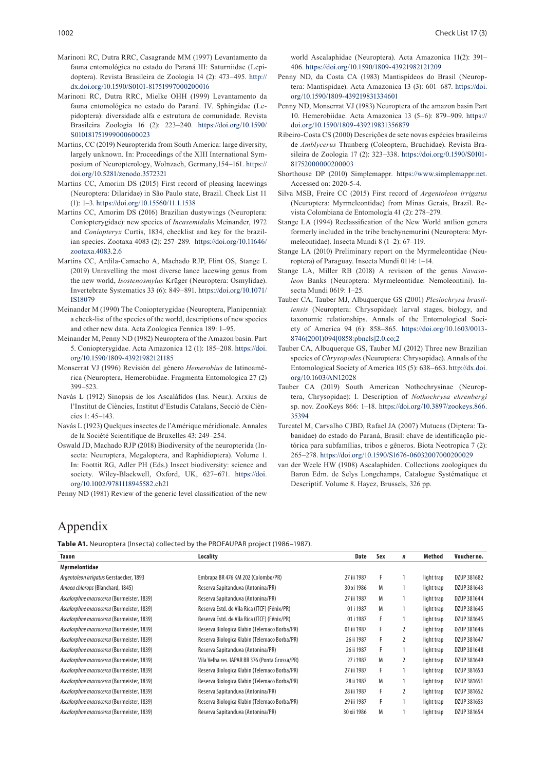Marinoni RC, Dutra RRC, Casagrande MM (1997) Levantamento da fauna entomológica no estado do Paraná III: Saturniidae (Lepidoptera). Revista Brasileira de Zoologia 14 (2): 473–495. http://dx.doi.org/10.1590/S0101-81751997000200016

Marinoni RC, Dutra RRC, Mielke OHH (1999) Levantamento da fauna entomológica no estado do Paraná. IV. Sphingidae (Lepidoptera): diversidade alfa e estrutura de comunidade. Revista Brasileira Zoologia 16 (2): 223–240. https://doi.org/10.1590/S0101817519990006000023

Martins, CC (2019) Neuropterida from South America: large diversity, largely unknown. In: Proceedings of the XIII International Symposium of Neuropterology, Wolnzach, Germany,154–161. https://doi.org/10.5281/zenodo.3572321

Martins CC, Amorim DS (2015) First record of pleasing lacewings (Neuroptera: Dilaridae) in São Paulo state, Brazil. Check List 11 (1): 1–3. https://doi.org/10.15560/11.1.1538

Martins CC, Amorim DS (2016) Brazilian dustywings (Neuroptera: Coniopterygidae): new species of *Incasemidalis* Meinander, 1972 and *Coniopteryx* Curtis, 1834, checklist and key for the brazilian species. Zootaxa 4083 (2): 257–289. https://doi.org/10.11646/zootaxa.4083.2.6

Martins CC, Ardila-Camacho A, Machado RJP, Flint OS, Stange L (2019) Unravelling the most diverse lance lacewing genus from the new world, *Isostenosmylus* Krüger (Neuroptera: Osmylidae). Invertebrate Systematics 33 (6): 849–891. https://doi.org/10.1071/IS18079

Meinander M (1990) The Coniopterygidae (Neuroptera, Planipennia): a check-list of the species of the world, descriptions of new species and other new data. Acta Zoologica Fennica 189: 1–95.

Meinander M, Penny ND (1982) Neuroptera of the Amazon basin. Part 5. Coniopterygidae. Acta Amazonica 12 (1): 185–208. https://doi.org/10.1590/1809-43921982121185

Monserrat VJ (1996) Revisión del género *Hemerobius* de latinoamérica (Neuroptera, Hemerobiidae. Fragmenta Entomologica 27 (2) 399–523.

Navás L (1912) Sinopsis de los Ascaláfidos (Ins. Neur.). Arxius de l'Institut de Ciències, Institut d'Estudis Catalans, Secció de Ciències 1: 45–143.

Navás L (1923) Quelques insectes de l'Amérique méridionale. Annales de la Société Scientifique de Bruxelles 43: 249–254.

Oswald JD, Machado RJP (2018) Biodiversity of the neuropterida (Insecta: Neuroptera, Megaloptera, and Raphidioptera). Volume 1. In: Foottit RG, Adler PH (Eds.) Insect biodiversity: science and society. Wiley-Blackwell, Oxford, UK, 627–671. https://doi.org/10.1002/9781118945582.ch21

Penny ND (1981) Review of the generic level classification of the new world Ascalaphidae (Neuroptera). Acta Amazonica 11(2): 391–406. https://doi.org/10.1590/1809-43921982121209

Penny ND, da Costa CA (1983) Mantispídeos do Brasil (Neuroptera: Mantispidae). Acta Amazonica 13 (3): 601–687. https://doi.org/10.1590/1809-439219831334601

Penny ND, Monserrat VJ (1983) Neuroptera of the amazon basin Part 10. Hemerobiidae. Acta Amazonica 13 (5–6): 879–909. https://doi.org/10.1590/1809-439219831356879

Ribeiro-Costa CS (2000) Descrições de sete novas espécies brasileiras de *Amblycerus* Thunberg (Coleoptera, Bruchidae). Revista Brasileira de Zoologia 17 (2): 323–338. https://doi.org/0.1590/S0101-81752000000200003

Shorthouse DP (2010) Simplemappr. https://www.simplemappr.net. Accessed on: 2020-5-4.

Silva MSB, Freire CC (2015) First record of *Argentoleon irrigatus* (Neuroptera: Myrmeleontidae) from Minas Gerais, Brazil. Revista Colombiana de Entomología 41 (2): 278–279.

Stange LA (1994) Reclassification of the New World antlion genera formerly included in the tribe brachynemurini (Neuroptera: Myrmeleontidae). Insecta Mundi 8 (1–2): 67–119.

Stange LA (2010) Preliminary report on the Myrmeleontidae (Neuroptera) of Paraguay. Insecta Mundi 0114: 1–14.

Stange LA, Miller RB (2018) A revision of the genus *Navasoleon* Banks (Neuroptera: Myrmeleontidae: Nemoleontini). Insecta Mundi 0619: 1–25.

Tauber CA, Tauber MJ, Albuquerque GS (2001) *Plesiochrysa brasiliensis* (Neuroptera: Chrysopidae): larval stages, biology, and taxonomic relationships. Annals of the Entomological Society of America 94 (6): 858–865. https://doi.org/10.1603/0013-8746(2001)094[0858:pbncls]2.0.co;2

Tauber CA, Albuquerque GS, Tauber MJ (2012) Three new Brazilian species of *Chrysopodes* (Neuroptera: Chrysopidae). Annals of the Entomological Society of America 105 (5): 638–663. http://dx.doi.org/10.1603/AN12028

Tauber CA (2019) South American Nothochrysinae (Neuroptera, Chrysopidae): I. Description of *Nothochrysa ehrenbergi* sp. nov. ZooKeys 866: 1–18. https://doi.org/10.3897/zookeys.866.35394

Turcatel M, Carvalho CJBD, Rafael JA (2007) Mutucas (Diptera: Tabanidae) do estado do Paraná, Brasil: chave de identificação pictórica para subfamílias, tribos e gêneros. Biota Neotropica 7 (2): 265–278. https://doi.org/10.1590/S1676-06032007000200029

van der Weele HW (1908) Ascalaphiden. Collections zoologiques du Baron Edm. de Selys Longchamps, Catalogue Systématique et Descriptif. Volume 8. Hayez, Brussels, 326 pp.

# Appendix

**Table A1.** Neuroptera (Insecta) collected by the PROFAUPAR project (1986–1987).

| Taxon | Locality | Date | Sex | *n* | Method | Voucher no. |
|---|---|---|---|---|---|---|
| **Myrmelontidae** | | | | | | |
| *Argentoleon irrigatus* Gerstaecker, 1893 | Embrapa BR 476 KM 202 (Colombo/PR) | 27 iii 1987 | F | 1 | light trap | DZUP 381682 |
| *Amoea chlorops* (Blanchard, 1845) | Reserva Sapitanduva (Antonina/PR) | 30 xi 1986 | M | 1 | light trap | DZUP 381643 |
| *Ascalorphne macrocerca* (Burmeister, 1839) | Reserva Sapitanduva (Antonina/PR) | 27 iii 1987 | M | 1 | light trap | DZUP 381644 |
| *Ascalorphne macrocerca* (Burmeister, 1839) | Reserva Estd. de Vila Rica (ITCF) (Fênix/PR) | 01 i 1987 | M | 1 | light trap | DZUP 381645 |
| *Ascalorphne macrocerca* (Burmeister, 1839) | Reserva Estd. de Vila Rica (ITCF) (Fênix/PR) | 01 i 1987 | F | 1 | light trap | DZUP 381645 |
| *Ascalorphne macrocerca* (Burmeister, 1839) | Reserva Biologica Klabin (Telemaco Borba/PR) | 01 iii 1987 | F | 2 | light trap | DZUP 381646 |
| *Ascalorphne macrocerca* (Burmeister, 1839) | Reserva Biologica Klabin (Telemaco Borba/PR) | 26 ii 1987 | F | 2 | light trap | DZUP 381647 |
| *Ascalorphne macrocerca* (Burmeister, 1839) | Reserva Sapitanduva (Antonina/PR) | 26 ii 1987 | F | 1 | light trap | DZUP 381648 |
| *Ascalorphne macrocerca* (Burmeister, 1839) | Vila Velha res. IAPAR BR 376 (Ponta Grossa/PR) | 27 i 1987 | M | 2 | light trap | DZUP 381649 |
| *Ascalorphne macrocerca* (Burmeister, 1839) | Reserva Biologica Klabin (Telemaco Borba/PR) | 27 iii 1987 | F | 1 | light trap | DZUP 381650 |
| *Ascalorphne macrocerca* (Burmeister, 1839) | Reserva Biologica Klabin (Telemaco Borba/PR) | 28 ii 1987 | M | 1 | light trap | DZUP 381651 |
| *Ascalorphne macrocerca* (Burmeister, 1839) | Reserva Sapitanduva (Antonina/PR) | 28 iii 1987 | F | 2 | light trap | DZUP 381652 |
| *Ascalorphne macrocerca* (Burmeister, 1839) | Reserva Biologica Klabin (Telemaco Borba/PR) | 29 iii 1987 | F | 1 | light trap | DZUP 381653 |
| *Ascalorphne macrocerca* (Burmeister, 1839) | Reserva Sapitanduva (Antonina/PR) | 30 xii 1986 | M | 1 | light trap | DZUP 381654 |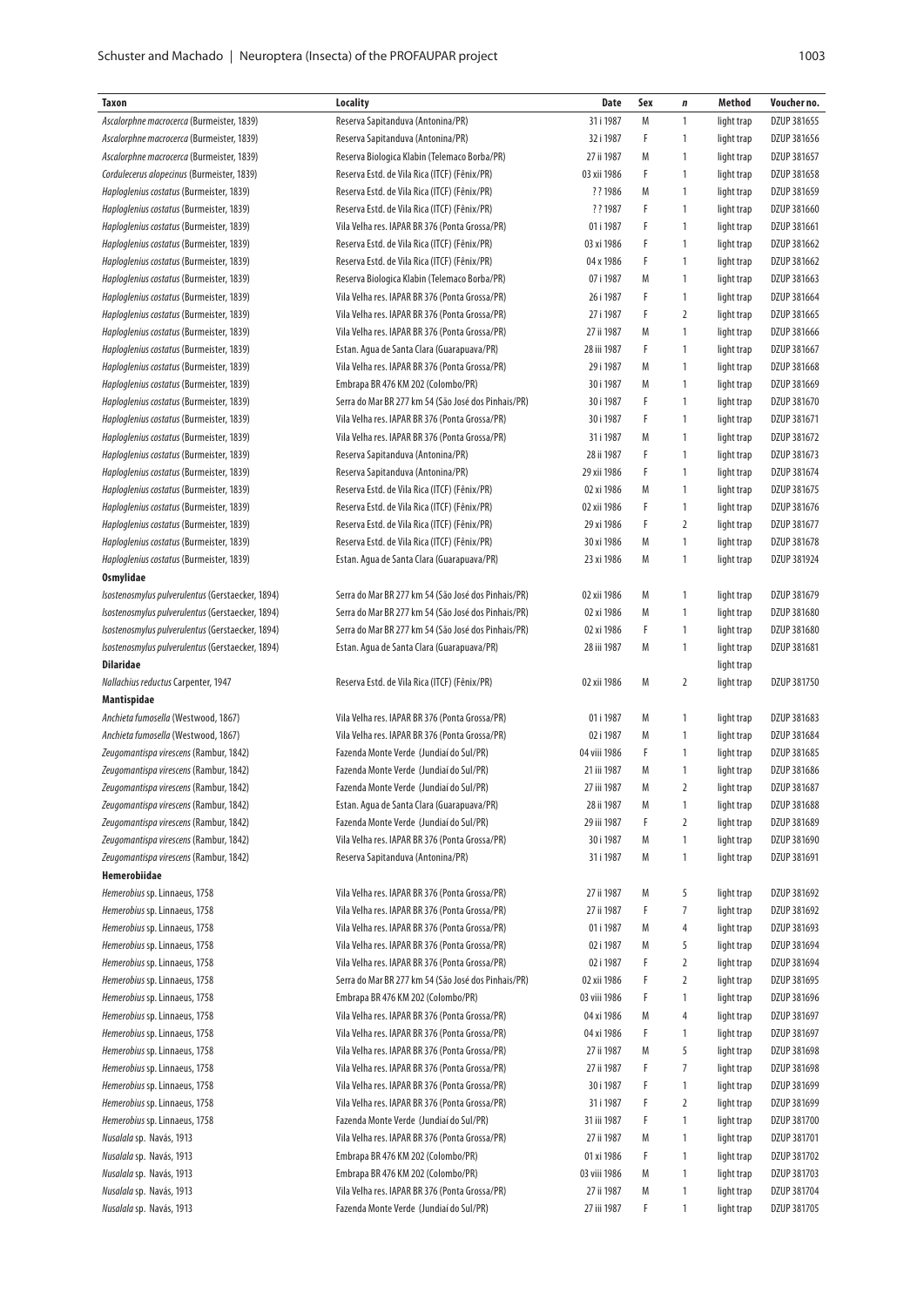| Taxon | Locality | Date | Sex | *n* | Method | Voucher no. |
|---|---|---|---|---|---|---|
| *Ascalorphne macrocerca* (Burmeister, 1839) | Reserva Sapitanduva (Antonina/PR) | 31 i 1987 | M | 1 | light trap | DZUP 381655 |
| *Ascalorphne macrocerca* (Burmeister, 1839) | Reserva Sapitanduva (Antonina/PR) | 32 i 1987 | F | 1 | light trap | DZUP 381656 |
| *Ascalorphne macrocerca* (Burmeister, 1839) | Reserva Biologica Klabin (Telemaco Borba/PR) | 27 ii 1987 | M | 1 | light trap | DZUP 381657 |
| *Cordulecerus alopecinus* (Burmeister, 1839) | Reserva Estd. de Vila Rica (ITCF) (Fênix/PR) | 03 xii 1986 | F | 1 | light trap | DZUP 381658 |
| *Haploglenius costatus* (Burmeister, 1839) | Reserva Estd. de Vila Rica (ITCF) (Fênix/PR) | ? ? 1986 | M | 1 | light trap | DZUP 381659 |
| *Haploglenius costatus* (Burmeister, 1839) | Reserva Estd. de Vila Rica (ITCF) (Fênix/PR) | ? ? 1987 | F | 1 | light trap | DZUP 381660 |
| *Haploglenius costatus* (Burmeister, 1839) | Vila Velha res. IAPAR BR 376 (Ponta Grossa/PR) | 01 i 1987 | F | 1 | light trap | DZUP 381661 |
| *Haploglenius costatus* (Burmeister, 1839) | Reserva Estd. de Vila Rica (ITCF) (Fênix/PR) | 03 xi 1986 | F | 1 | light trap | DZUP 381662 |
| *Haploglenius costatus* (Burmeister, 1839) | Reserva Estd. de Vila Rica (ITCF) (Fênix/PR) | 04 x 1986 | F | 1 | light trap | DZUP 381662 |
| *Haploglenius costatus* (Burmeister, 1839) | Reserva Biologica Klabin (Telemaco Borba/PR) | 07 i 1987 | M | 1 | light trap | DZUP 381663 |
| *Haploglenius costatus* (Burmeister, 1839) | Vila Velha res. IAPAR BR 376 (Ponta Grossa/PR) | 26 i 1987 | F | 1 | light trap | DZUP 381664 |
| *Haploglenius costatus* (Burmeister, 1839) | Vila Velha res. IAPAR BR 376 (Ponta Grossa/PR) | 27 i 1987 | F | 2 | light trap | DZUP 381665 |
| *Haploglenius costatus* (Burmeister, 1839) | Vila Velha res. IAPAR BR 376 (Ponta Grossa/PR) | 27 ii 1987 | M | 1 | light trap | DZUP 381666 |
| *Haploglenius costatus* (Burmeister, 1839) | Estan. Agua de Santa Clara (Guarapuava/PR) | 28 iii 1987 | F | 1 | light trap | DZUP 381667 |
| *Haploglenius costatus* (Burmeister, 1839) | Vila Velha res. IAPAR BR 376 (Ponta Grossa/PR) | 29 i 1987 | M | 1 | light trap | DZUP 381668 |
| *Haploglenius costatus* (Burmeister, 1839) | Embrapa BR 476 KM 202 (Colombo/PR) | 30 i 1987 | M | 1 | light trap | DZUP 381669 |
| *Haploglenius costatus* (Burmeister, 1839) | Serra do Mar BR 277 km 54 (São José dos Pinhais/PR) | 30 i 1987 | F | 1 | light trap | DZUP 381670 |
| *Haploglenius costatus* (Burmeister, 1839) | Vila Velha res. IAPAR BR 376 (Ponta Grossa/PR) | 30 i 1987 | F | 1 | light trap | DZUP 381671 |
| *Haploglenius costatus* (Burmeister, 1839) | Vila Velha res. IAPAR BR 376 (Ponta Grossa/PR) | 31 i 1987 | M | 1 | light trap | DZUP 381672 |
| *Haploglenius costatus* (Burmeister, 1839) | Reserva Sapitanduva (Antonina/PR) | 28 ii 1987 | F | 1 | light trap | DZUP 381673 |
| *Haploglenius costatus* (Burmeister, 1839) | Reserva Sapitanduva (Antonina/PR) | 29 xii 1986 | F | 1 | light trap | DZUP 381674 |
| *Haploglenius costatus* (Burmeister, 1839) | Reserva Estd. de Vila Rica (ITCF) (Fênix/PR) | 02 xi 1986 | M | 1 | light trap | DZUP 381675 |
| *Haploglenius costatus* (Burmeister, 1839) | Reserva Estd. de Vila Rica (ITCF) (Fênix/PR) | 02 xii 1986 | F | 1 | light trap | DZUP 381676 |
| *Haploglenius costatus* (Burmeister, 1839) | Reserva Estd. de Vila Rica (ITCF) (Fênix/PR) | 29 xi 1986 | F | 2 | light trap | DZUP 381677 |
| *Haploglenius costatus* (Burmeister, 1839) | Reserva Estd. de Vila Rica (ITCF) (Fênix/PR) | 30 xi 1986 | M | 1 | light trap | DZUP 381678 |
| *Haploglenius costatus* (Burmeister, 1839) | Estan. Agua de Santa Clara (Guarapuava/PR) | 23 xi 1986 | M | 1 | light trap | DZUP 381924 |
| **Osmylidae** | | | | | | |
| *Isostenosmylus pulverulentus* (Gerstaecker, 1894) | Serra do Mar BR 277 km 54 (São José dos Pinhais/PR) | 02 xii 1986 | M | 1 | light trap | DZUP 381679 |
| *Isostenosmylus pulverulentus* (Gerstaecker, 1894) | Serra do Mar BR 277 km 54 (São José dos Pinhais/PR) | 02 xi 1986 | M | 1 | light trap | DZUP 381680 |
| *Isostenosmylus pulverulentus* (Gerstaecker, 1894) | Serra do Mar BR 277 km 54 (São José dos Pinhais/PR) | 02 xi 1986 | F | 1 | light trap | DZUP 381680 |
| *Isostenosmylus pulverulentus* (Gerstaecker, 1894) | Estan. Agua de Santa Clara (Guarapuava/PR) | 28 iii 1987 | M | 1 | light trap | DZUP 381681 |
| **Dilaridae** | | | | | light trap | |
| *Nallachius reductus* Carpenter, 1947 | Reserva Estd. de Vila Rica (ITCF) (Fênix/PR) | 02 xii 1986 | M | 2 | light trap | DZUP 381750 |
| **Mantispidae** | | | | | | |
| *Anchieta fumosella* (Westwood, 1867) | Vila Velha res. IAPAR BR 376 (Ponta Grossa/PR) | 01 i 1987 | M | 1 | light trap | DZUP 381683 |
| *Anchieta fumosella* (Westwood, 1867) | Vila Velha res. IAPAR BR 376 (Ponta Grossa/PR) | 02 i 1987 | M | 1 | light trap | DZUP 381684 |
| *Zeugomantispa virescens* (Rambur, 1842) | Fazenda Monte Verde (Jundiaí do Sul/PR) | 04 viii 1986 | F | 1 | light trap | DZUP 381685 |
| *Zeugomantispa virescens* (Rambur, 1842) | Fazenda Monte Verde (Jundiaí do Sul/PR) | 21 iii 1987 | M | 1 | light trap | DZUP 381686 |
| *Zeugomantispa virescens* (Rambur, 1842) | Fazenda Monte Verde (Jundiaí do Sul/PR) | 27 iii 1987 | M | 2 | light trap | DZUP 381687 |
| *Zeugomantispa virescens* (Rambur, 1842) | Estan. Agua de Santa Clara (Guarapuava/PR) | 28 ii 1987 | M | 1 | light trap | DZUP 381688 |
| *Zeugomantispa virescens* (Rambur, 1842) | Fazenda Monte Verde (Jundiaí do Sul/PR) | 29 iii 1987 | F | 2 | light trap | DZUP 381689 |
| *Zeugomantispa virescens* (Rambur, 1842) | Vila Velha res. IAPAR BR 376 (Ponta Grossa/PR) | 30 i 1987 | M | 1 | light trap | DZUP 381690 |
| *Zeugomantispa virescens* (Rambur, 1842) | Reserva Sapitanduva (Antonina/PR) | 31 i 1987 | M | 1 | light trap | DZUP 381691 |
| **Hemerobiidae** | | | | | | |
| *Hemerobius* sp. Linnaeus, 1758 | Vila Velha res. IAPAR BR 376 (Ponta Grossa/PR) | 27 ii 1987 | M | 5 | light trap | DZUP 381692 |
| *Hemerobius* sp. Linnaeus, 1758 | Vila Velha res. IAPAR BR 376 (Ponta Grossa/PR) | 27 ii 1987 | F | 7 | light trap | DZUP 381692 |
| *Hemerobius* sp. Linnaeus, 1758 | Vila Velha res. IAPAR BR 376 (Ponta Grossa/PR) | 01 i 1987 | M | 4 | light trap | DZUP 381693 |
| *Hemerobius* sp. Linnaeus, 1758 | Vila Velha res. IAPAR BR 376 (Ponta Grossa/PR) | 02 i 1987 | M | 5 | light trap | DZUP 381694 |
| *Hemerobius* sp. Linnaeus, 1758 | Vila Velha res. IAPAR BR 376 (Ponta Grossa/PR) | 02 i 1987 | F | 2 | light trap | DZUP 381694 |
| *Hemerobius* sp. Linnaeus, 1758 | Serra do Mar BR 277 km 54 (São José dos Pinhais/PR) | 02 xii 1986 | F | 2 | light trap | DZUP 381695 |
| *Hemerobius* sp. Linnaeus, 1758 | Embrapa BR 476 KM 202 (Colombo/PR) | 03 viii 1986 | F | 1 | light trap | DZUP 381696 |
| *Hemerobius* sp. Linnaeus, 1758 | Vila Velha res. IAPAR BR 376 (Ponta Grossa/PR) | 04 xi 1986 | M | 4 | light trap | DZUP 381697 |
| *Hemerobius* sp. Linnaeus, 1758 | Vila Velha res. IAPAR BR 376 (Ponta Grossa/PR) | 04 xi 1986 | F | 1 | light trap | DZUP 381697 |
| *Hemerobius* sp. Linnaeus, 1758 | Vila Velha res. IAPAR BR 376 (Ponta Grossa/PR) | 27 ii 1987 | M | 5 | light trap | DZUP 381698 |
| *Hemerobius* sp. Linnaeus, 1758 | Vila Velha res. IAPAR BR 376 (Ponta Grossa/PR) | 27 ii 1987 | F | 7 | light trap | DZUP 381698 |
| *Hemerobius* sp. Linnaeus, 1758 | Vila Velha res. IAPAR BR 376 (Ponta Grossa/PR) | 30 i 1987 | F | 1 | light trap | DZUP 381699 |
| *Hemerobius* sp. Linnaeus, 1758 | Vila Velha res. IAPAR BR 376 (Ponta Grossa/PR) | 31 i 1987 | F | 2 | light trap | DZUP 381699 |
| *Hemerobius* sp. Linnaeus, 1758 | Fazenda Monte Verde (Jundiaí do Sul/PR) | 31 iii 1987 | F | 1 | light trap | DZUP 381700 |
| *Nusalala* sp. Navás, 1913 | Vila Velha res. IAPAR BR 376 (Ponta Grossa/PR) | 27 ii 1987 | M | 1 | light trap | DZUP 381701 |
| *Nusalala* sp. Navás, 1913 | Embrapa BR 476 KM 202 (Colombo/PR) | 01 xi 1986 | F | 1 | light trap | DZUP 381702 |
| *Nusalala* sp. Navás, 1913 | Embrapa BR 476 KM 202 (Colombo/PR) | 03 viii 1986 | M | 1 | light trap | DZUP 381703 |
| *Nusalala* sp. Navás, 1913 | Vila Velha res. IAPAR BR 376 (Ponta Grossa/PR) | 27 ii 1987 | M | 1 | light trap | DZUP 381704 |
| *Nusalala* sp. Navás, 1913 | Fazenda Monte Verde (Jundiaí do Sul/PR) | 27 iii 1987 | F | 1 | light trap | DZUP 381705 |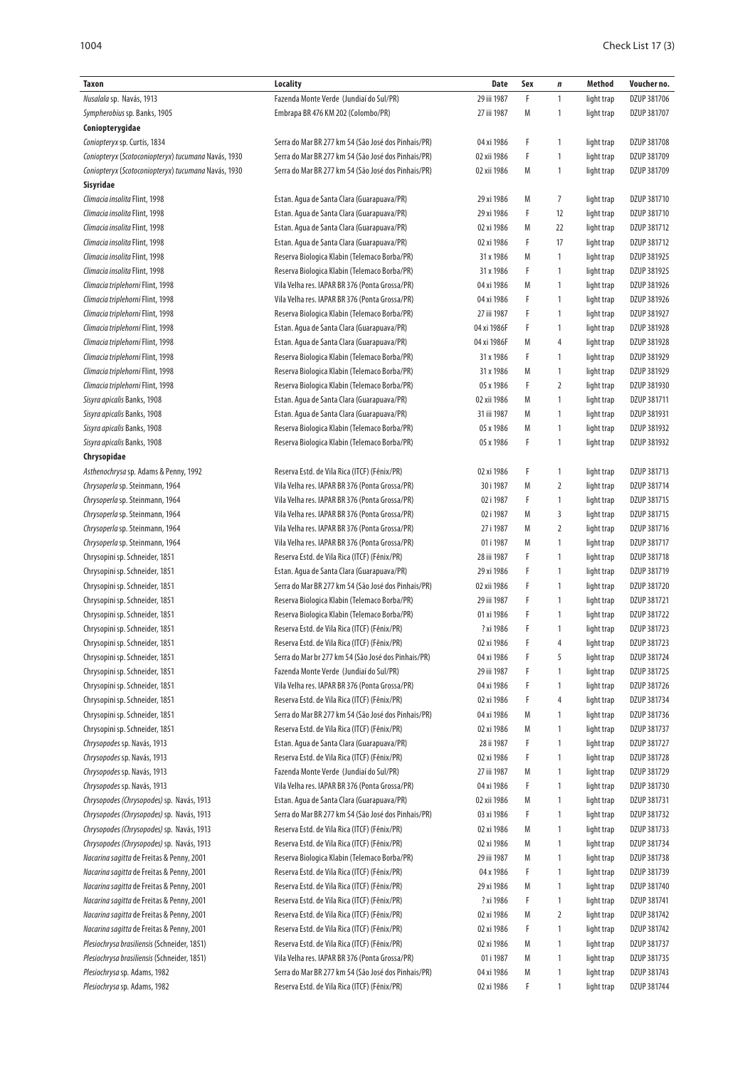| Taxon | Locality | Date | Sex | *n* | Method | Voucher no. |
|---|---|---|---|---|---|---|
| *Nusalala* sp. Navás, 1913 | Fazenda Monte Verde (Jundiaí do Sul/PR) | 29 iii 1987 | F | 1 | light trap | DZUP 381706 |
| *Sympherobius* sp. Banks, 1905 | Embrapa BR 476 KM 202 (Colombo/PR) | 27 iii 1987 | M | 1 | light trap | DZUP 381707 |
| **Coniopterygidae** | | | | | | |
| *Coniopteryx* sp. Curtis, 1834 | Serra do Mar BR 277 km 54 (São José dos Pinhais/PR) | 04 xi 1986 | F | 1 | light trap | DZUP 381708 |
| *Coniopteryx* (*Scotoconiopteryx*) *tucumana* Navás, 1930 | Serra do Mar BR 277 km 54 (São José dos Pinhais/PR) | 02 xii 1986 | F | 1 | light trap | DZUP 381709 |
| *Coniopteryx* (*Scotoconiopteryx*) *tucumana* Navás, 1930 | Serra do Mar BR 277 km 54 (São José dos Pinhais/PR) | 02 xii 1986 | M | 1 | light trap | DZUP 381709 |
| **Sisyridae** | | | | | | |
| *Climacia insolita* Flint, 1998 | Estan. Agua de Santa Clara (Guarapuava/PR) | 29 xi 1986 | M | 7 | light trap | DZUP 381710 |
| *Climacia insolita* Flint, 1998 | Estan. Agua de Santa Clara (Guarapuava/PR) | 29 xi 1986 | F | 12 | light trap | DZUP 381710 |
| *Climacia insolita* Flint, 1998 | Estan. Agua de Santa Clara (Guarapuava/PR) | 02 xi 1986 | M | 22 | light trap | DZUP 381712 |
| *Climacia insolita* Flint, 1998 | Estan. Agua de Santa Clara (Guarapuava/PR) | 02 xi 1986 | F | 17 | light trap | DZUP 381712 |
| *Climacia insolita* Flint, 1998 | Reserva Biologica Klabin (Telemaco Borba/PR) | 31 x 1986 | M | 1 | light trap | DZUP 381925 |
| *Climacia insolita* Flint, 1998 | Reserva Biologica Klabin (Telemaco Borba/PR) | 31 x 1986 | F | 1 | light trap | DZUP 381925 |
| *Climacia triplehorni* Flint, 1998 | Vila Velha res. IAPAR BR 376 (Ponta Grossa/PR) | 04 xi 1986 | M | 1 | light trap | DZUP 381926 |
| *Climacia triplehorni* Flint, 1998 | Vila Velha res. IAPAR BR 376 (Ponta Grossa/PR) | 04 xi 1986 | F | 1 | light trap | DZUP 381926 |
| *Climacia triplehorni* Flint, 1998 | Reserva Biologica Klabin (Telemaco Borba/PR) | 27 iii 1987 | F | 1 | light trap | DZUP 381927 |
| *Climacia triplehorni* Flint, 1998 | Estan. Agua de Santa Clara (Guarapuava/PR) | 04 xi 1986F | F | 1 | light trap | DZUP 381928 |
| *Climacia triplehorni* Flint, 1998 | Estan. Agua de Santa Clara (Guarapuava/PR) | 04 xi 1986F | M | 4 | light trap | DZUP 381928 |
| *Climacia triplehorni* Flint, 1998 | Reserva Biologica Klabin (Telemaco Borba/PR) | 31 x 1986 | F | 1 | light trap | DZUP 381929 |
| *Climacia triplehorni* Flint, 1998 | Reserva Biologica Klabin (Telemaco Borba/PR) | 31 x 1986 | M | 1 | light trap | DZUP 381929 |
| *Climacia triplehorni* Flint, 1998 | Reserva Biologica Klabin (Telemaco Borba/PR) | 05 x 1986 | F | 2 | light trap | DZUP 381930 |
| *Sisyra apicalis* Banks, 1908 | Estan. Agua de Santa Clara (Guarapuava/PR) | 02 xii 1986 | M | 1 | light trap | DZUP 381711 |
| *Sisyra apicalis* Banks, 1908 | Estan. Agua de Santa Clara (Guarapuava/PR) | 31 iii 1987 | M | 1 | light trap | DZUP 381931 |
| *Sisyra apicalis* Banks, 1908 | Reserva Biologica Klabin (Telemaco Borba/PR) | 05 x 1986 | M | 1 | light trap | DZUP 381932 |
| *Sisyra apicalis* Banks, 1908 | Reserva Biologica Klabin (Telemaco Borba/PR) | 05 x 1986 | F | 1 | light trap | DZUP 381932 |
| **Chrysopidae** | | | | | | |
| *Asthenochrysa* sp. Adams & Penny, 1992 | Reserva Estd. de Vila Rica (ITCF) (Fênix/PR) | 02 xi 1986 | F | 1 | light trap | DZUP 381713 |
| *Chrysoperla* sp. Steinmann, 1964 | Vila Velha res. IAPAR BR 376 (Ponta Grossa/PR) | 30 i 1987 | M | 2 | light trap | DZUP 381714 |
| *Chrysoperla* sp. Steinmann, 1964 | Vila Velha res. IAPAR BR 376 (Ponta Grossa/PR) | 02 i 1987 | F | 1 | light trap | DZUP 381715 |
| *Chrysoperla* sp. Steinmann, 1964 | Vila Velha res. IAPAR BR 376 (Ponta Grossa/PR) | 02 i 1987 | M | 3 | light trap | DZUP 381715 |
| *Chrysoperla* sp. Steinmann, 1964 | Vila Velha res. IAPAR BR 376 (Ponta Grossa/PR) | 27 i 1987 | M | 2 | light trap | DZUP 381716 |
| *Chrysoperla* sp. Steinmann, 1964 | Vila Velha res. IAPAR BR 376 (Ponta Grossa/PR) | 01 i 1987 | M | 1 | light trap | DZUP 381717 |
| Chrysopini sp. Schneider, 1851 | Reserva Estd. de Vila Rica (ITCF) (Fênix/PR) | 28 iii 1987 | F | 1 | light trap | DZUP 381718 |
| Chrysopini sp. Schneider, 1851 | Estan. Agua de Santa Clara (Guarapuava/PR) | 29 xi 1986 | F | 1 | light trap | DZUP 381719 |
| Chrysopini sp. Schneider, 1851 | Serra do Mar BR 277 km 54 (São José dos Pinhais/PR) | 02 xii 1986 | F | 1 | light trap | DZUP 381720 |
| Chrysopini sp. Schneider, 1851 | Reserva Biologica Klabin (Telemaco Borba/PR) | 29 iii 1987 | F | 1 | light trap | DZUP 381721 |
| Chrysopini sp. Schneider, 1851 | Reserva Biologica Klabin (Telemaco Borba/PR) | 01 xi 1986 | F | 1 | light trap | DZUP 381722 |
| Chrysopini sp. Schneider, 1851 | Reserva Estd. de Vila Rica (ITCF) (Fênix/PR) | ? xi 1986 | F | 1 | light trap | DZUP 381723 |
| Chrysopini sp. Schneider, 1851 | Reserva Estd. de Vila Rica (ITCF) (Fênix/PR) | 02 xi 1986 | F | 4 | light trap | DZUP 381723 |
| Chrysopini sp. Schneider, 1851 | Serra do Mar br 277 km 54 (São José dos Pinhais/PR) | 04 xi 1986 | F | 5 | light trap | DZUP 381724 |
| Chrysopini sp. Schneider, 1851 | Fazenda Monte Verde (Jundiaí do Sul/PR) | 29 iii 1987 | F | 1 | light trap | DZUP 381725 |
| Chrysopini sp. Schneider, 1851 | Vila Velha res. IAPAR BR 376 (Ponta Grossa/PR) | 04 xi 1986 | F | 1 | light trap | DZUP 381726 |
| Chrysopini sp. Schneider, 1851 | Reserva Estd. de Vila Rica (ITCF) (Fênix/PR) | 02 xi 1986 | F | 4 | light trap | DZUP 381734 |
| Chrysopini sp. Schneider, 1851 | Serra do Mar BR 277 km 54 (São José dos Pinhais/PR) | 04 xi 1986 | M | 1 | light trap | DZUP 381736 |
| Chrysopini sp. Schneider, 1851 | Reserva Estd. de Vila Rica (ITCF) (Fênix/PR) | 02 xi 1986 | M | 1 | light trap | DZUP 381737 |
| *Chrysopodes* sp. Navás, 1913 | Estan. Agua de Santa Clara (Guarapuava/PR) | 28 ii 1987 | F | 1 | light trap | DZUP 381727 |
| *Chrysopodes* sp. Navás, 1913 | Reserva Estd. de Vila Rica (ITCF) (Fênix/PR) | 02 xi 1986 | F | 1 | light trap | DZUP 381728 |
| *Chrysopodes* sp. Navás, 1913 | Fazenda Monte Verde (Jundiaí do Sul/PR) | 27 iii 1987 | M | 1 | light trap | DZUP 381729 |
| *Chrysopodes* sp. Navás, 1913 | Vila Velha res. IAPAR BR 376 (Ponta Grossa/PR) | 04 xi 1986 | F | 1 | light trap | DZUP 381730 |
| *Chrysopodes (Chrysopodes)* sp. Navás, 1913 | Estan. Agua de Santa Clara (Guarapuava/PR) | 02 xii 1986 | M | 1 | light trap | DZUP 381731 |
| *Chrysopodes (Chrysopodes)* sp. Navás, 1913 | Serra do Mar BR 277 km 54 (São José dos Pinhais/PR) | 03 xi 1986 | F | 1 | light trap | DZUP 381732 |
| *Chrysopodes (Chrysopodes)* sp. Navás, 1913 | Reserva Estd. de Vila Rica (ITCF) (Fênix/PR) | 02 xi 1986 | M | 1 | light trap | DZUP 381733 |
| *Chrysopodes (Chrysopodes)* sp. Navás, 1913 | Reserva Estd. de Vila Rica (ITCF) (Fênix/PR) | 02 xi 1986 | M | 1 | light trap | DZUP 381734 |
| *Nacarina sagitta* de Freitas & Penny, 2001 | Reserva Biologica Klabin (Telemaco Borba/PR) | 29 iii 1987 | M | 1 | light trap | DZUP 381738 |
| *Nacarina sagitta* de Freitas & Penny, 2001 | Reserva Estd. de Vila Rica (ITCF) (Fênix/PR) | 04 x 1986 | F | 1 | light trap | DZUP 381739 |
| *Nacarina sagitta* de Freitas & Penny, 2001 | Reserva Estd. de Vila Rica (ITCF) (Fênix/PR) | 29 xi 1986 | M | 1 | light trap | DZUP 381740 |
| *Nacarina sagitta* de Freitas & Penny, 2001 | Reserva Estd. de Vila Rica (ITCF) (Fênix/PR) | ? xi 1986 | F | 1 | light trap | DZUP 381741 |
| *Nacarina sagitta* de Freitas & Penny, 2001 | Reserva Estd. de Vila Rica (ITCF) (Fênix/PR) | 02 xi 1986 | M | 2 | light trap | DZUP 381742 |
| *Nacarina sagitta* de Freitas & Penny, 2001 | Reserva Estd. de Vila Rica (ITCF) (Fênix/PR) | 02 xi 1986 | F | 1 | light trap | DZUP 381742 |
| *Plesiochrysa brasiliensis* (Schneider, 1851) | Reserva Estd. de Vila Rica (ITCF) (Fênix/PR) | 02 xi 1986 | M | 1 | light trap | DZUP 381737 |
| *Plesiochrysa brasiliensis* (Schneider, 1851) | Vila Velha res. IAPAR BR 376 (Ponta Grossa/PR) | 01 i 1987 | M | 1 | light trap | DZUP 381735 |
| *Plesiochrysa* sp. Adams, 1982 | Serra do Mar BR 277 km 54 (São José dos Pinhais/PR) | 04 xi 1986 | M | 1 | light trap | DZUP 381743 |
| *Plesiochrysa* sp. Adams, 1982 | Reserva Estd. de Vila Rica (ITCF) (Fênix/PR) | 02 xi 1986 | F | 1 | light trap | DZUP 381744 |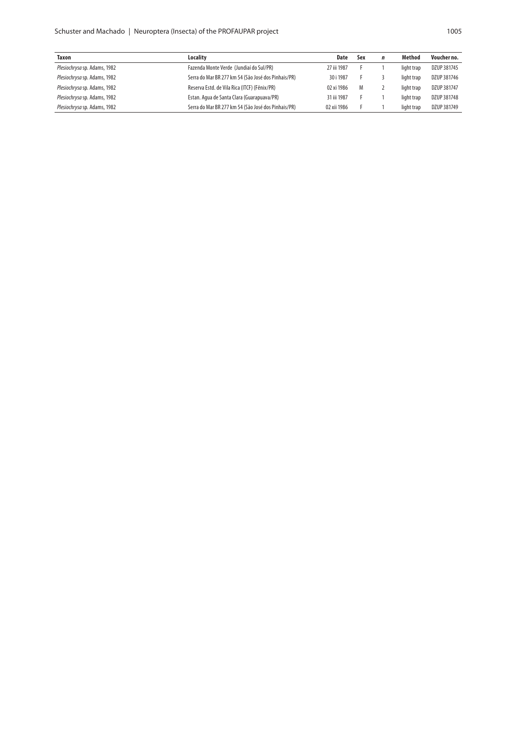| Taxon | Locality | Date | Sex | *n* | Method | Voucher no. |
|---|---|---|---|---|---|---|
| *Plesiochrysa* sp. Adams, 1982 | Fazenda Monte Verde (Jundiaí do Sul/PR) | 27 iii 1987 | F | 1 | light trap | DZUP 381745 |
| *Plesiochrysa* sp. Adams, 1982 | Serra do Mar BR 277 km 54 (São José dos Pinhais/PR) | 30 i 1987 | F | 3 | light trap | DZUP 381746 |
| *Plesiochrysa* sp. Adams, 1982 | Reserva Estd. de Vila Rica (ITCF) (Fênix/PR) | 02 xi 1986 | M | 2 | light trap | DZUP 381747 |
| *Plesiochrysa* sp. Adams, 1982 | Estan. Agua de Santa Clara (Guarapuava/PR) | 31 iii 1987 | F | 1 | light trap | DZUP 381748 |
| *Plesiochrysa* sp. Adams, 1982 | Serra do Mar BR 277 km 54 (São José dos Pinhais/PR) | 02 xii 1986 | F | 1 | light trap | DZUP 381749 |